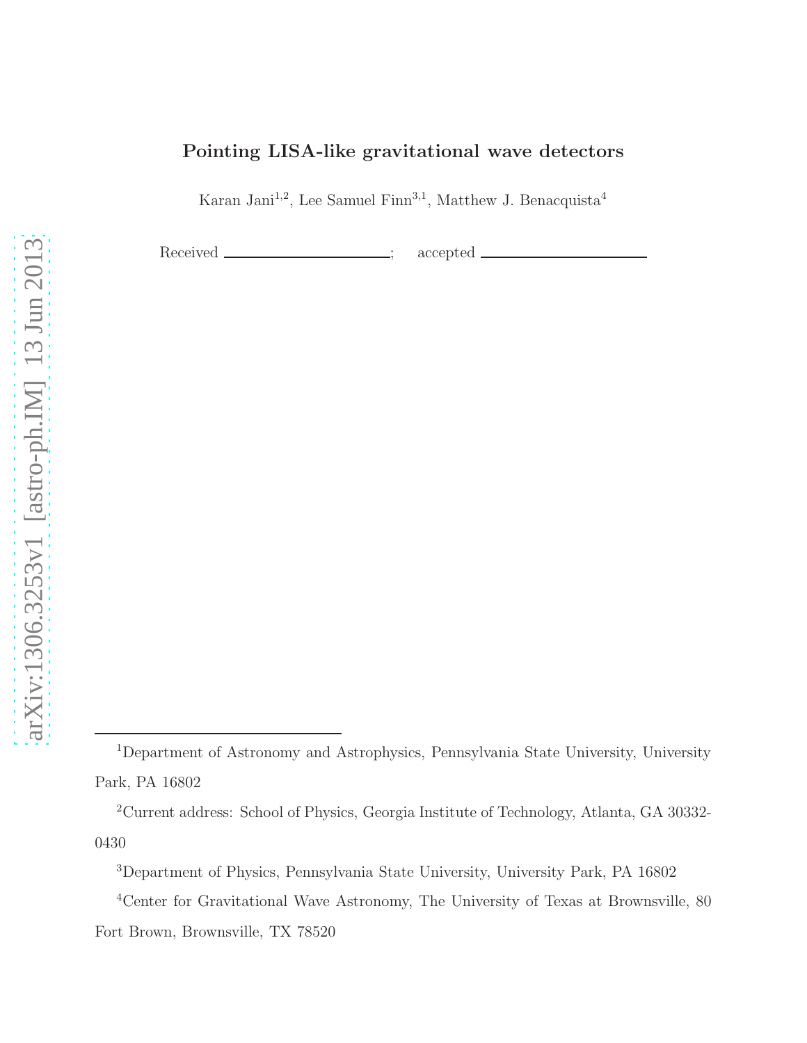# Pointing LISA-like gravitational wave detectors

Karan Jani[1,2], Lee Samuel Finn[3,1], Matthew J. Benacquista[4]

Received \_\_\_\_\_\_\_\_\_\_\_\_\_\_\_\_\_\_\_\_\_\_\_\_; accepted \_\_\_\_\_\_\_\_\_\_\_\_\_\_\_\_\_\_\_\_\_\_\_\_

[1]Department of Astronomy and Astrophysics, Pennsylvania State University, University Park, PA 16802

[2]Current address: School of Physics, Georgia Institute of Technology, Atlanta, GA 30332-0430

[3]Department of Physics, Pennsylvania State University, University Park, PA 16802

[4]Center for Gravitational Wave Astronomy, The University of Texas at Brownsville, 80 Fort Brown, Brownsville, TX 78520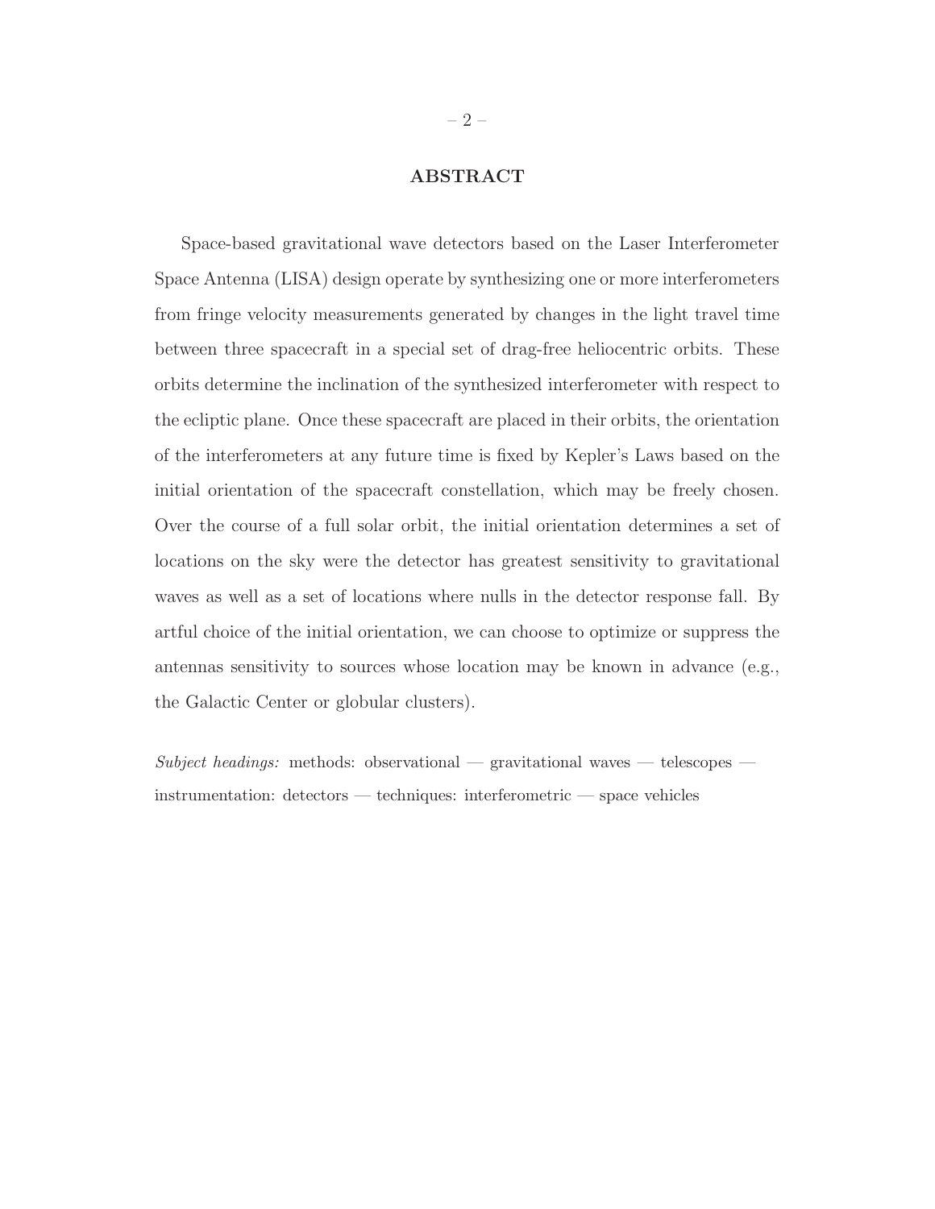## ABSTRACT

Space-based gravitational wave detectors based on the Laser Interferometer Space Antenna (LISA) design operate by synthesizing one or more interferometers from fringe velocity measurements generated by changes in the light travel time between three spacecraft in a special set of drag-free heliocentric orbits. These orbits determine the inclination of the synthesized interferometer with respect to the ecliptic plane. Once these spacecraft are placed in their orbits, the orientation of the interferometers at any future time is fixed by Kepler's Laws based on the initial orientation of the spacecraft constellation, which may be freely chosen. Over the course of a full solar orbit, the initial orientation determines a set of locations on the sky were the detector has greatest sensitivity to gravitational waves as well as a set of locations where nulls in the detector response fall. By artful choice of the initial orientation, we can choose to optimize or suppress the antennas sensitivity to sources whose location may be known in advance (e.g., the Galactic Center or globular clusters).

*Subject headings:* methods: observational — gravitational waves — telescopes — instrumentation: detectors — techniques: interferometric — space vehicles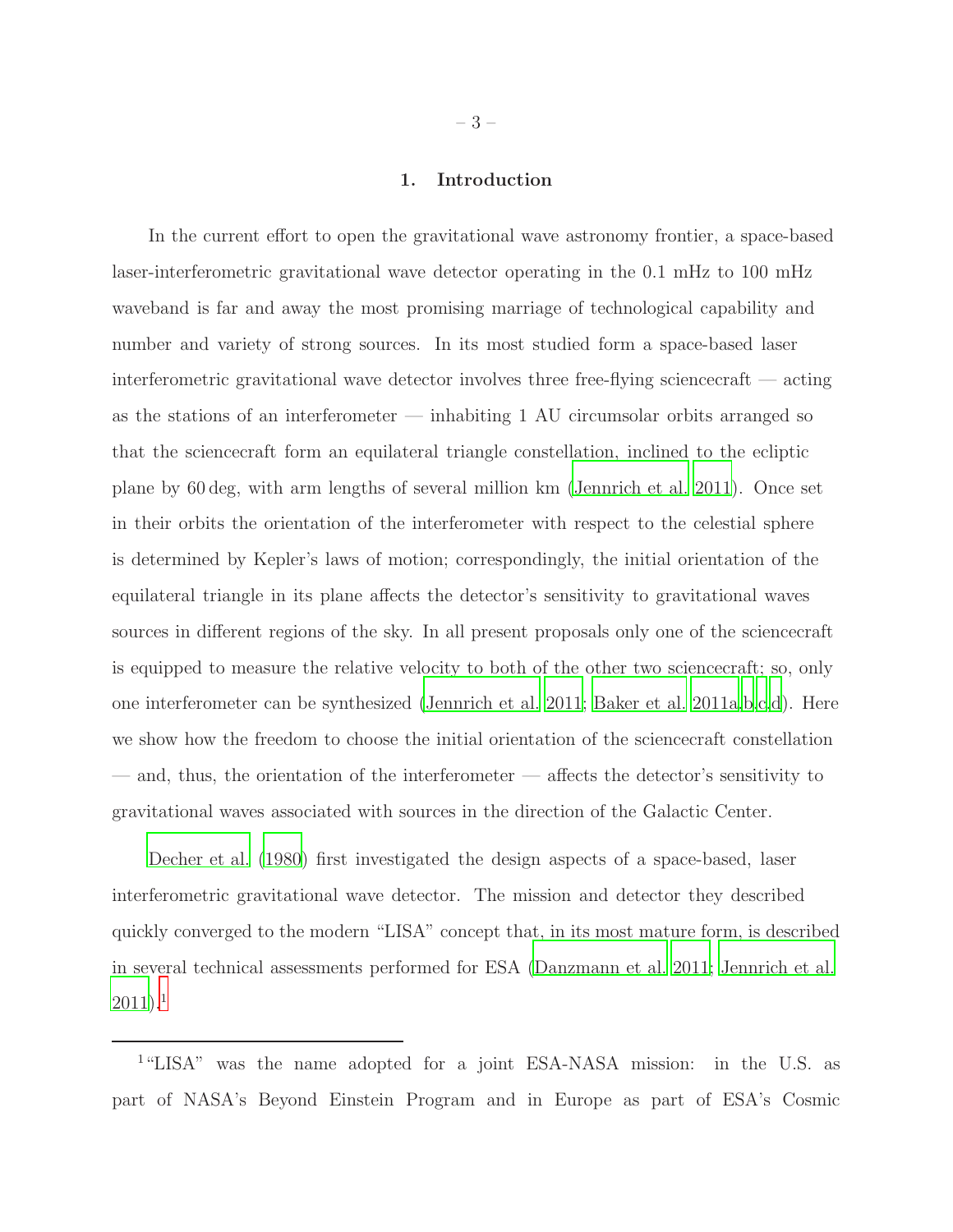## 1. Introduction

In the current effort to open the gravitational wave astronomy frontier, a space-based laser-interferometric gravitational wave detector operating in the 0.1 mHz to 100 mHz waveband is far and away the most promising marriage of technological capability and number and variety of strong sources. In its most studied form a space-based laser interferometric gravitational wave detector involves three free-flying sciencecraft — acting as the stations of an interferometer — inhabiting 1 AU circumsolar orbits arranged so that the sciencecraft form an equilateral triangle constellation, inclined to the ecliptic plane by 60 deg, with arm lengths of several million km (Jennrich et al. 2011). Once set in their orbits the orientation of the interferometer with respect to the celestial sphere is determined by Kepler's laws of motion; correspondingly, the initial orientation of the equilateral triangle in its plane affects the detector's sensitivity to gravitational waves sources in different regions of the sky. In all present proposals only one of the sciencecraft is equipped to measure the relative velocity to both of the other two sciencecraft; so, only one interferometer can be synthesized (Jennrich et al. 2011; Baker et al. 2011a,b,c,d). Here we show how the freedom to choose the initial orientation of the sciencecraft constellation — and, thus, the orientation of the interferometer — affects the detector's sensitivity to gravitational waves associated with sources in the direction of the Galactic Center.

Decher et al. (1980) first investigated the design aspects of a space-based, laser interferometric gravitational wave detector. The mission and detector they described quickly converged to the modern "LISA" concept that, in its most mature form, is described in several technical assessments performed for ESA (Danzmann et al. 2011; Jennrich et al. 2011).[1]

[1]"LISA" was the name adopted for a joint ESA-NASA mission: in the U.S. as part of NASA's Beyond Einstein Program and in Europe as part of ESA's Cosmic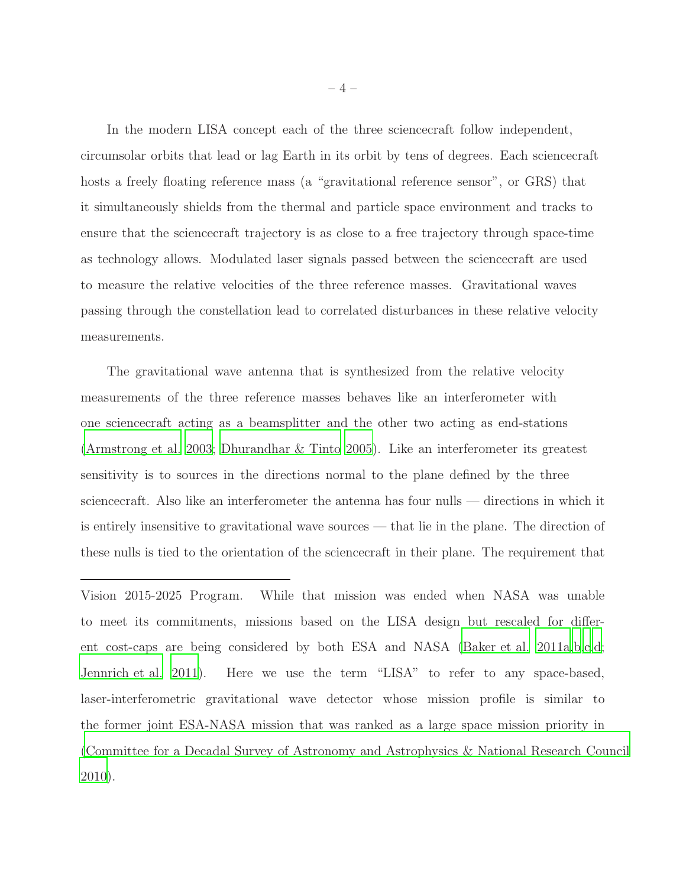In the modern LISA concept each of the three sciencecraft follow independent, circumsolar orbits that lead or lag Earth in its orbit by tens of degrees. Each sciencecraft hosts a freely floating reference mass (a "gravitational reference sensor", or GRS) that it simultaneously shields from the thermal and particle space environment and tracks to ensure that the sciencecraft trajectory is as close to a free trajectory through space-time as technology allows. Modulated laser signals passed between the sciencecraft are used to measure the relative velocities of the three reference masses. Gravitational waves passing through the constellation lead to correlated disturbances in these relative velocity measurements.

The gravitational wave antenna that is synthesized from the relative velocity measurements of the three reference masses behaves like an interferometer with one sciencecraft acting as a beamsplitter and the other two acting as end-stations (Armstrong et al. 2003; Dhurandhar & Tinto 2005). Like an interferometer its greatest sensitivity is to sources in the directions normal to the plane defined by the three sciencecraft. Also like an interferometer the antenna has four nulls — directions in which it is entirely insensitive to gravitational wave sources — that lie in the plane. The direction of these nulls is tied to the orientation of the sciencecraft in their plane. The requirement that

---

Vision 2015-2025 Program. While that mission was ended when NASA was unable to meet its commitments, missions based on the LISA design but rescaled for different cost-caps are being considered by both ESA and NASA (Baker et al. 2011a,b,c,d; Jennrich et al. 2011). Here we use the term "LISA" to refer to any space-based, laser-interferometric gravitational wave detector whose mission profile is similar to the former joint ESA-NASA mission that was ranked as a large space mission priority in (Committee for a Decadal Survey of Astronomy and Astrophysics & National Research Council 2010).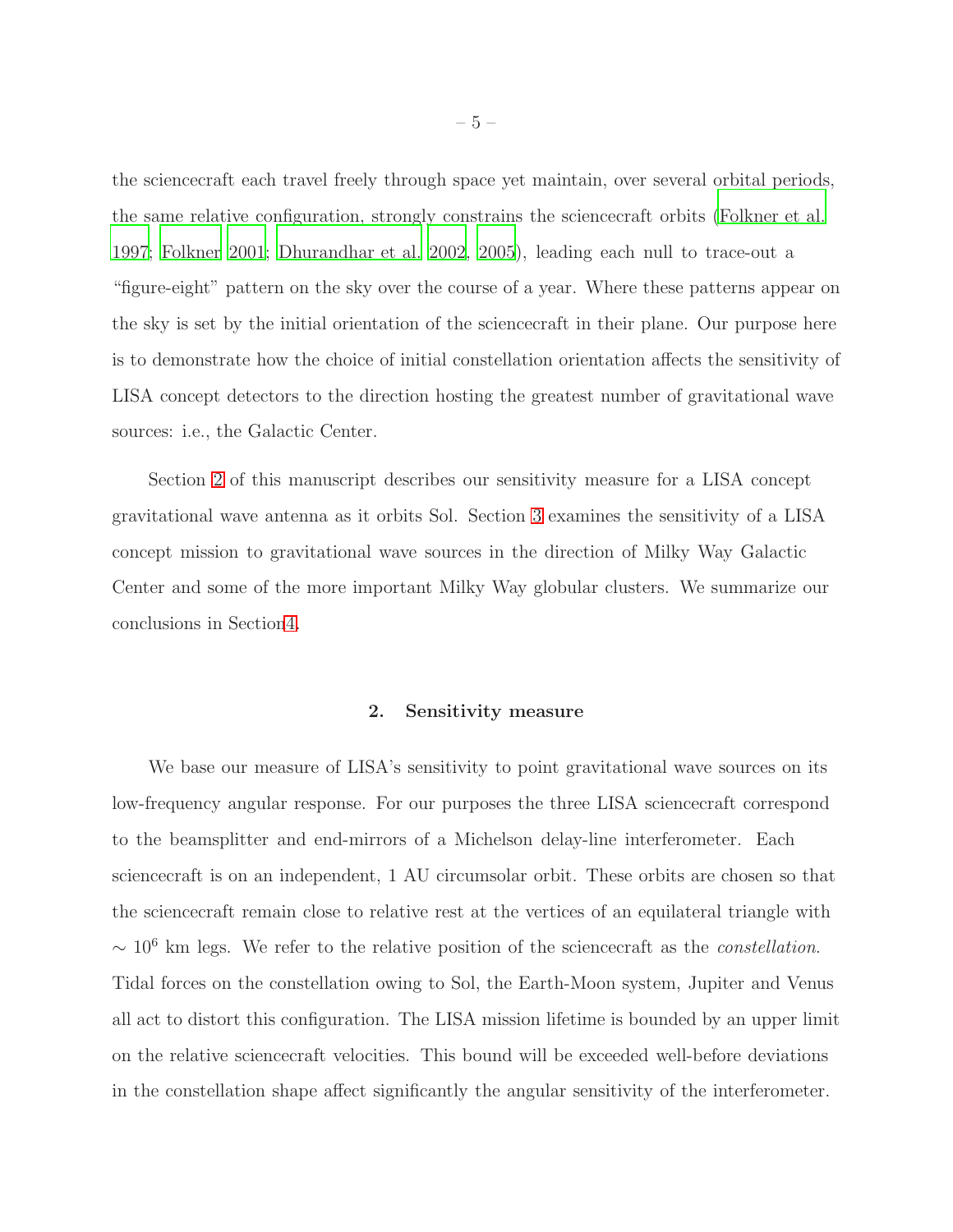the sciencecraft each travel freely through space yet maintain, over several orbital periods, the same relative configuration, strongly constrains the sciencecraft orbits (Folkner et al. 1997; Folkner 2001; Dhurandhar et al. 2002, 2005), leading each null to trace-out a "figure-eight" pattern on the sky over the course of a year. Where these patterns appear on the sky is set by the initial orientation of the sciencecraft in their plane. Our purpose here is to demonstrate how the choice of initial constellation orientation affects the sensitivity of LISA concept detectors to the direction hosting the greatest number of gravitational wave sources: i.e., the Galactic Center.

Section 2 of this manuscript describes our sensitivity measure for a LISA concept gravitational wave antenna as it orbits Sol. Section 3 examines the sensitivity of a LISA concept mission to gravitational wave sources in the direction of Milky Way Galactic Center and some of the more important Milky Way globular clusters. We summarize our conclusions in Section4.

## 2. Sensitivity measure

We base our measure of LISA's sensitivity to point gravitational wave sources on its low-frequency angular response. For our purposes the three LISA sciencecraft correspond to the beamsplitter and end-mirrors of a Michelson delay-line interferometer. Each sciencecraft is on an independent, 1 AU circumsolar orbit. These orbits are chosen so that the sciencecraft remain close to relative rest at the vertices of an equilateral triangle with $\sim 10^6$ km legs. We refer to the relative position of the sciencecraft as the *constellation*. Tidal forces on the constellation owing to Sol, the Earth-Moon system, Jupiter and Venus all act to distort this configuration. The LISA mission lifetime is bounded by an upper limit on the relative sciencecraft velocities. This bound will be exceeded well-before deviations in the constellation shape affect significantly the angular sensitivity of the interferometer.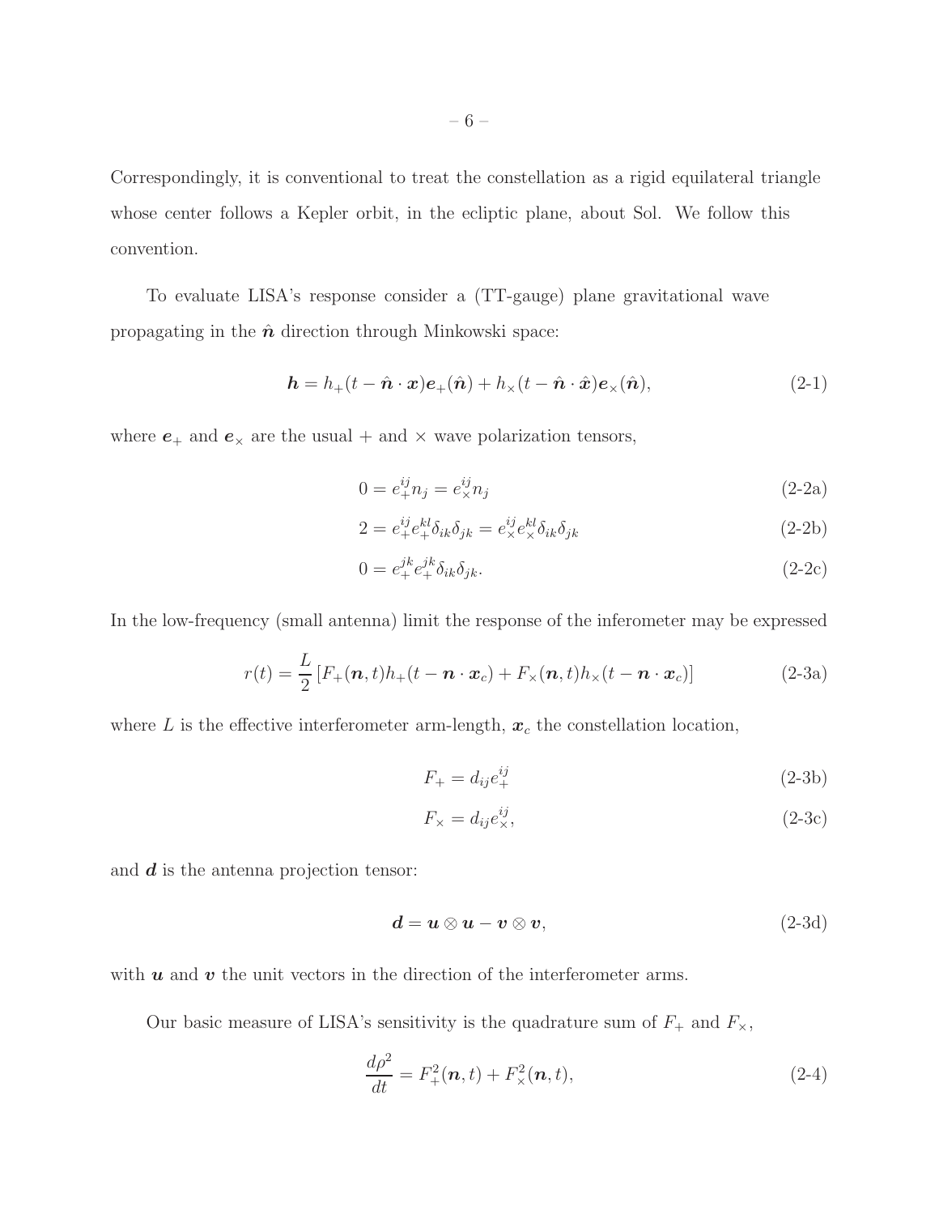Correspondingly, it is conventional to treat the constellation as a rigid equilateral triangle whose center follows a Kepler orbit, in the ecliptic plane, about Sol. We follow this convention.

To evaluate LISA's response consider a (TT-gauge) plane gravitational wave propagating in the $\hat{\boldsymbol{n}}$ direction through Minkowski space:

$$\boldsymbol{h} = h_+(t - \hat{\boldsymbol{n}} \cdot \boldsymbol{x})\boldsymbol{e}_+(\hat{\boldsymbol{n}}) + h_\times(t - \hat{\boldsymbol{n}} \cdot \hat{\boldsymbol{x}})\boldsymbol{e}_\times(\hat{\boldsymbol{n}}), \tag{2-1}$$

where $\boldsymbol{e}_+$ and $\boldsymbol{e}_\times$ are the usual + and $\times$ wave polarization tensors,

$$0 = e_+^{ij} n_j = e_\times^{ij} n_j \tag{2-2a}$$

$$2 = e_+^{ij} e_+^{kl} \delta_{ik} \delta_{jk} = e_\times^{ij} e_\times^{kl} \delta_{ik} \delta_{jk} \tag{2-2b}$$

$$0 = e_+^{jk} e_+^{jk} \delta_{ik} \delta_{jk}. \tag{2-2c}$$

In the low-frequency (small antenna) limit the response of the inferometer may be expressed

$$r(t) = \frac{L}{2}\left[F_+(\boldsymbol{n}, t) h_+(t - \boldsymbol{n} \cdot \boldsymbol{x}_c) + F_\times(\boldsymbol{n}, t) h_\times(t - \boldsymbol{n} \cdot \boldsymbol{x}_c)\right] \tag{2-3a}$$

where $L$ is the effective interferometer arm-length, $\boldsymbol{x}_c$ the constellation location,

$$F_+ = d_{ij} e_+^{ij} \tag{2-3b}$$

$$F_\times = d_{ij} e_\times^{ij}, \tag{2-3c}$$

and $\boldsymbol{d}$ is the antenna projection tensor:

$$\boldsymbol{d} = \boldsymbol{u} \otimes \boldsymbol{u} - \boldsymbol{v} \otimes \boldsymbol{v}, \tag{2-3d}$$

with $\boldsymbol{u}$ and $\boldsymbol{v}$ the unit vectors in the direction of the interferometer arms.

Our basic measure of LISA's sensitivity is the quadrature sum of $F_+$ and $F_\times$,

$$\frac{d\rho^2}{dt} = F_+^2(\boldsymbol{n}, t) + F_\times^2(\boldsymbol{n}, t), \tag{2-4}$$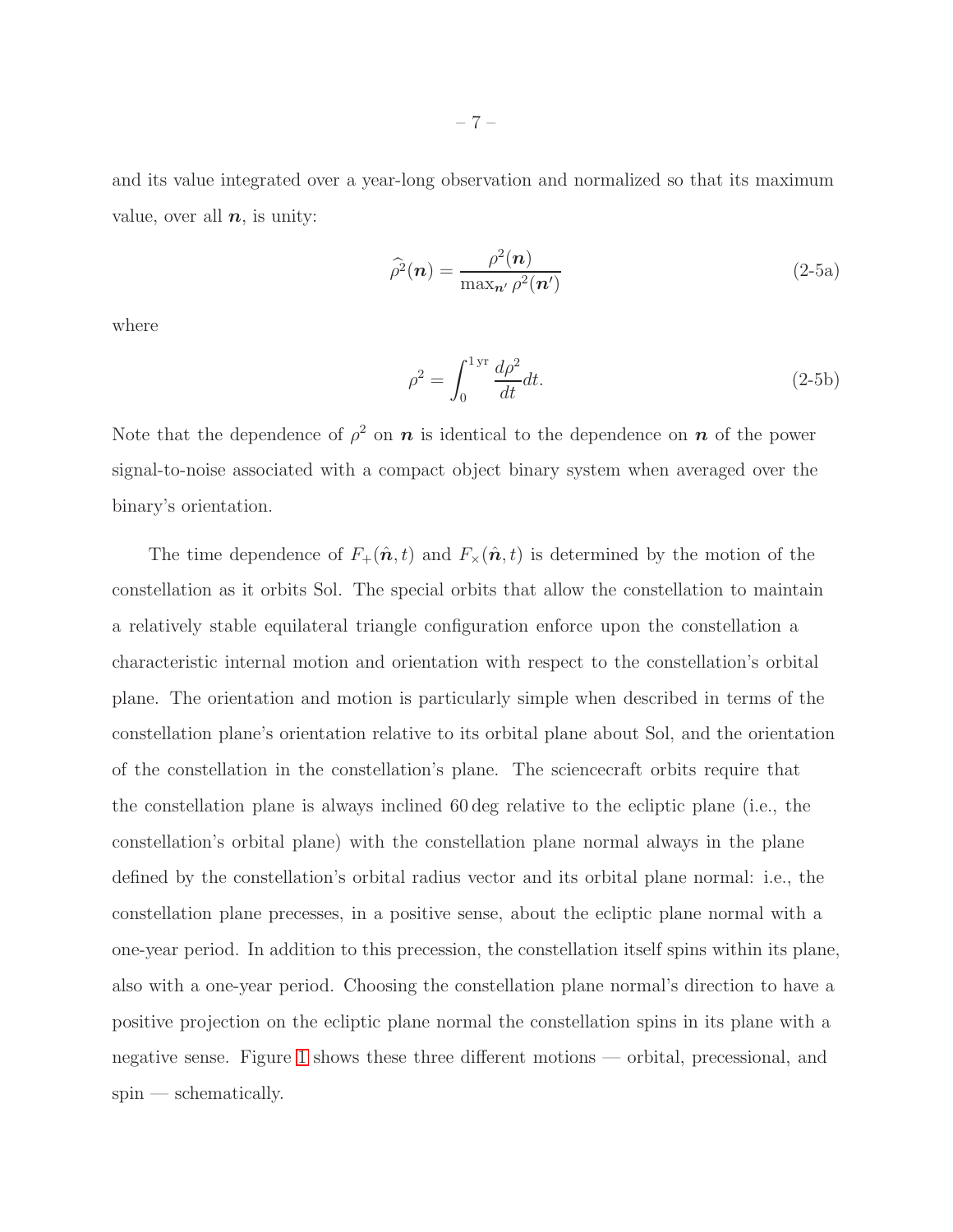and its value integrated over a year-long observation and normalized so that its maximum value, over all $\boldsymbol{n}$, is unity:

$$\widehat{\rho^2}(\boldsymbol{n}) = \frac{\rho^2(\boldsymbol{n})}{\max_{\boldsymbol{n}'} \rho^2(\boldsymbol{n}')} \tag{2-5a}$$

where

$$\rho^2 = \int_0^{1\,\mathrm{yr}} \frac{d\rho^2}{dt} dt. \tag{2-5b}$$

Note that the dependence of $\rho^2$ on $\boldsymbol{n}$ is identical to the dependence on $\boldsymbol{n}$ of the power signal-to-noise associated with a compact object binary system when averaged over the binary's orientation.

The time dependence of $F_+(\hat{\boldsymbol{n}}, t)$ and $F_\times(\hat{\boldsymbol{n}}, t)$ is determined by the motion of the constellation as it orbits Sol. The special orbits that allow the constellation to maintain a relatively stable equilateral triangle configuration enforce upon the constellation a characteristic internal motion and orientation with respect to the constellation's orbital plane. The orientation and motion is particularly simple when described in terms of the constellation plane's orientation relative to its orbital plane about Sol, and the orientation of the constellation in the constellation's plane. The sciencecraft orbits require that the constellation plane is always inclined 60 deg relative to the ecliptic plane (i.e., the constellation's orbital plane) with the constellation plane normal always in the plane defined by the constellation's orbital radius vector and its orbital plane normal: i.e., the constellation plane precesses, in a positive sense, about the ecliptic plane normal with a one-year period. In addition to this precession, the constellation itself spins within its plane, also with a one-year period. Choosing the constellation plane normal's direction to have a positive projection on the ecliptic plane normal the constellation spins in its plane with a negative sense. Figure 1 shows these three different motions — orbital, precessional, and spin — schematically.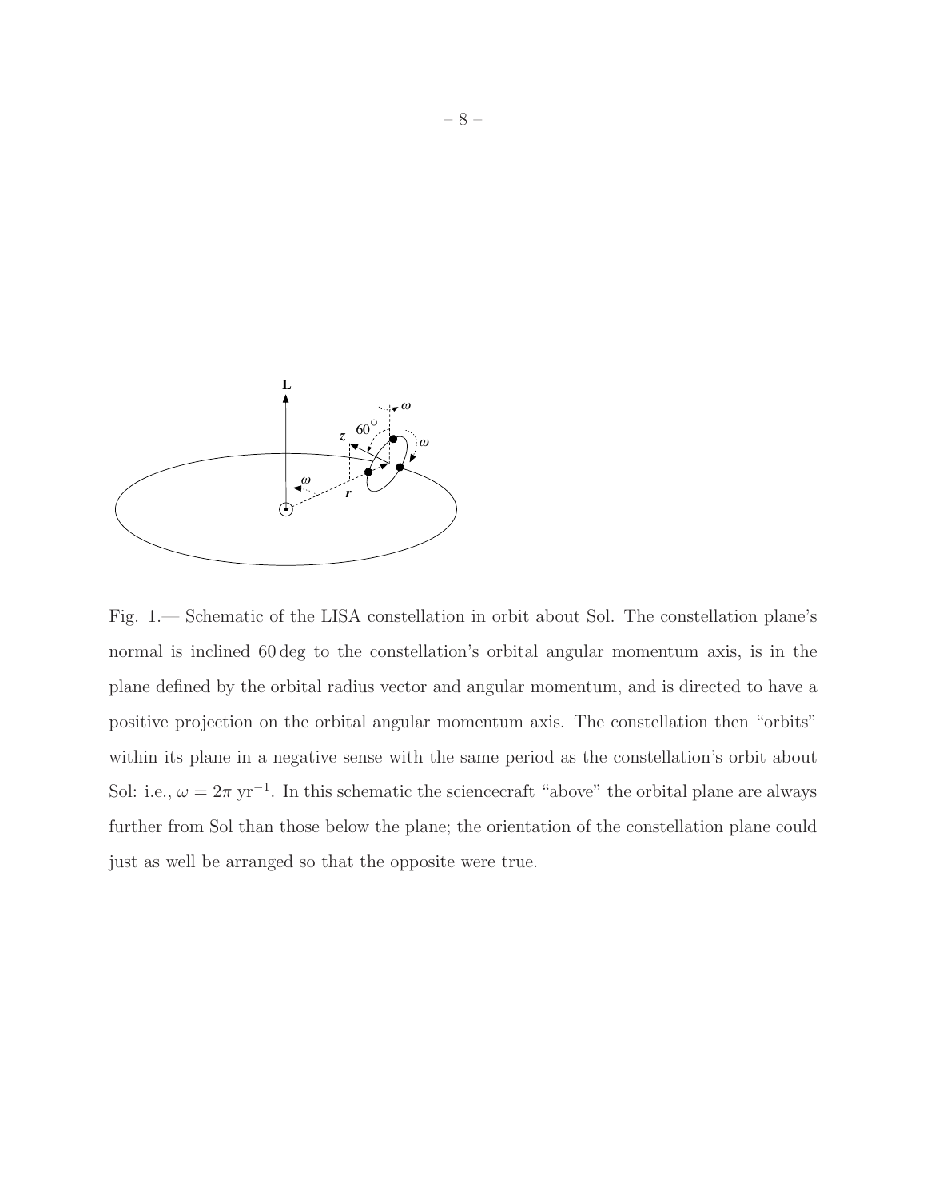Fig. 1.— Schematic of the LISA constellation in orbit about Sol. The constellation plane's normal is inclined 60 deg to the constellation's orbital angular momentum axis, is in the plane defined by the orbital radius vector and angular momentum, and is directed to have a positive projection on the orbital angular momentum axis. The constellation then "orbits" within its plane in a negative sense with the same period as the constellation's orbit about Sol: i.e., $\omega = 2\pi \text{ yr}^{-1}$. In this schematic the sciencecraft "above" the orbital plane are always further from Sol than those below the plane; the orientation of the constellation plane could just as well be arranged so that the opposite were true.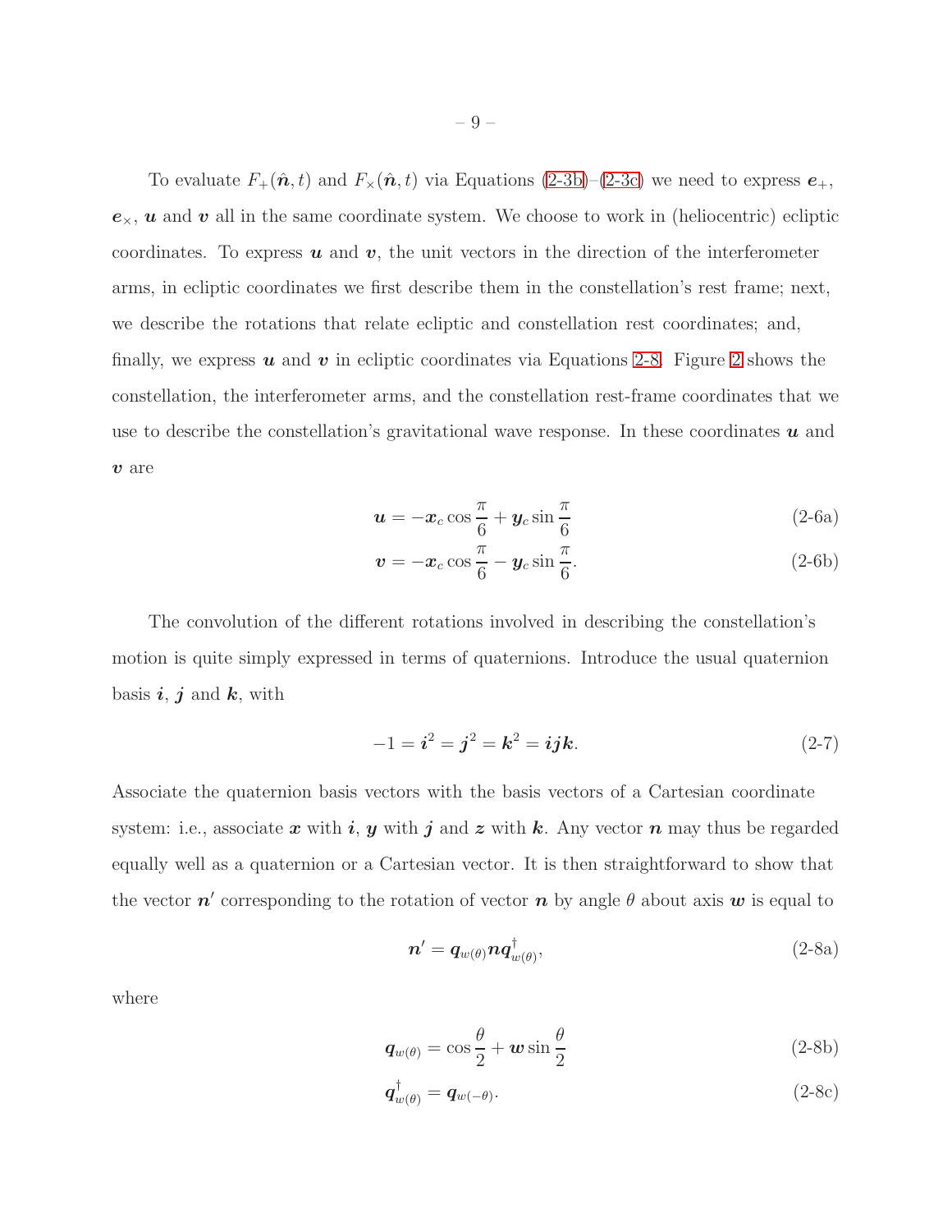To evaluate $F_+(\hat{\boldsymbol{n}}, t)$ and $F_\times(\hat{\boldsymbol{n}}, t)$ via Equations (2-3b)–(2-3c) we need to express $\boldsymbol{e}_+$, $\boldsymbol{e}_\times$, $\boldsymbol{u}$ and $\boldsymbol{v}$ all in the same coordinate system. We choose to work in (heliocentric) ecliptic coordinates. To express $\boldsymbol{u}$ and $\boldsymbol{v}$, the unit vectors in the direction of the interferometer arms, in ecliptic coordinates we first describe them in the constellation's rest frame; next, we describe the rotations that relate ecliptic and constellation rest coordinates; and, finally, we express $\boldsymbol{u}$ and $\boldsymbol{v}$ in ecliptic coordinates via Equations 2-8. Figure 2 shows the constellation, the interferometer arms, and the constellation rest-frame coordinates that we use to describe the constellation's gravitational wave response. In these coordinates $\boldsymbol{u}$ and $\boldsymbol{v}$ are

$$\boldsymbol{u} = -\boldsymbol{x}_c \cos\frac{\pi}{6} + \boldsymbol{y}_c \sin\frac{\pi}{6} \tag{2-6a}$$

$$\boldsymbol{v} = -\boldsymbol{x}_c \cos\frac{\pi}{6} - \boldsymbol{y}_c \sin\frac{\pi}{6}. \tag{2-6b}$$

The convolution of the different rotations involved in describing the constellation's motion is quite simply expressed in terms of quaternions. Introduce the usual quaternion basis $\boldsymbol{i}$, $\boldsymbol{j}$ and $\boldsymbol{k}$, with

$$-1 = \boldsymbol{i}^2 = \boldsymbol{j}^2 = \boldsymbol{k}^2 = \boldsymbol{ijk}. \tag{2-7}$$

Associate the quaternion basis vectors with the basis vectors of a Cartesian coordinate system: i.e., associate $\boldsymbol{x}$ with $\boldsymbol{i}$, $\boldsymbol{y}$ with $\boldsymbol{j}$ and $\boldsymbol{z}$ with $\boldsymbol{k}$. Any vector $\boldsymbol{n}$ may thus be regarded equally well as a quaternion or a Cartesian vector. It is then straightforward to show that the vector $\boldsymbol{n}'$ corresponding to the rotation of vector $\boldsymbol{n}$ by angle $\theta$ about axis $\boldsymbol{w}$ is equal to

$$\boldsymbol{n}' = \boldsymbol{q}_{w(\theta)} \boldsymbol{n} \boldsymbol{q}^\dagger_{w(\theta)}, \tag{2-8a}$$

where

$$\boldsymbol{q}_{w(\theta)} = \cos\frac{\theta}{2} + \boldsymbol{w} \sin\frac{\theta}{2} \tag{2-8b}$$

$$\boldsymbol{q}^\dagger_{w(\theta)} = \boldsymbol{q}_{w(-\theta)}. \tag{2-8c}$$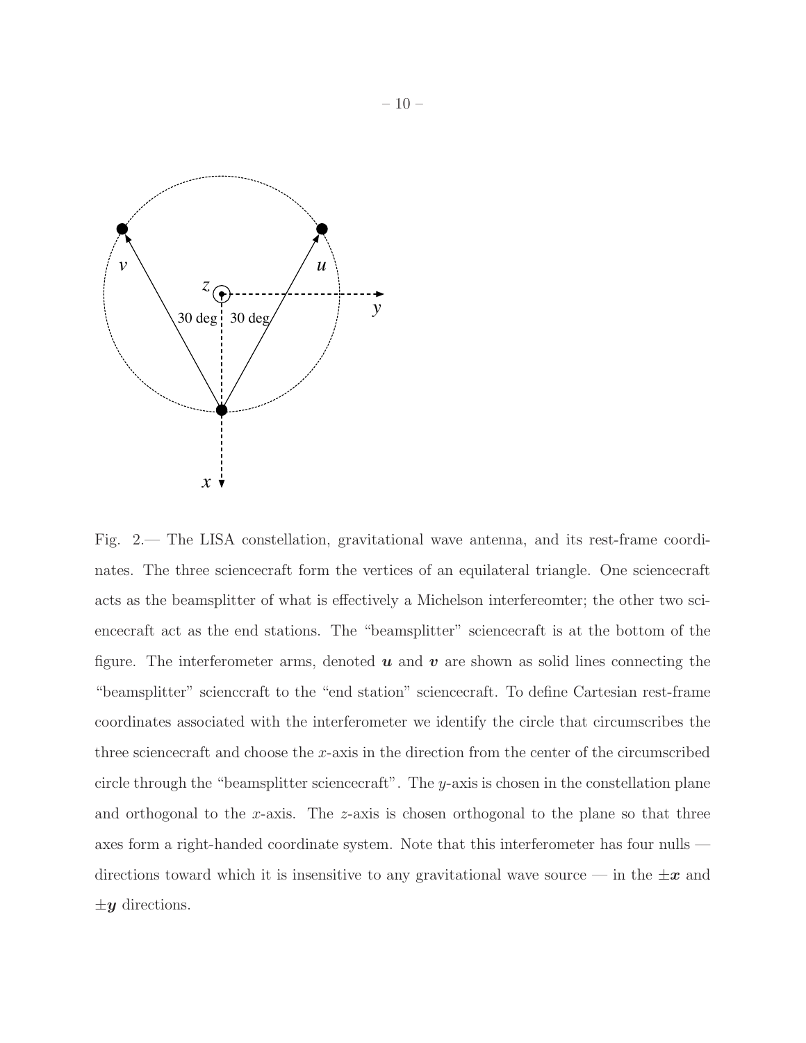Fig. 2.— The LISA constellation, gravitational wave antenna, and its rest-frame coordinates. The three sciencecraft form the vertices of an equilateral triangle. One sciencecraft acts as the beamsplitter of what is effectively a Michelson interfereomter; the other two sciencecraft act as the end stations. The "beamsplitter" sciencecraft is at the bottom of the figure. The interferometer arms, denoted $\boldsymbol{u}$ and $\boldsymbol{v}$ are shown as solid lines connecting the "beamsplitter" scienccraft to the "end station" sciencecraft. To define Cartesian rest-frame coordinates associated with the interferometer we identify the circle that circumscribes the three sciencecraft and choose the $x$-axis in the direction from the center of the circumscribed circle through the "beamsplitter sciencecraft". The $y$-axis is chosen in the constellation plane and orthogonal to the $x$-axis. The $z$-axis is chosen orthogonal to the plane so that three axes form a right-handed coordinate system. Note that this interferometer has four nulls — directions toward which it is insensitive to any gravitational wave source — in the $\pm\boldsymbol{x}$ and $\pm\boldsymbol{y}$ directions.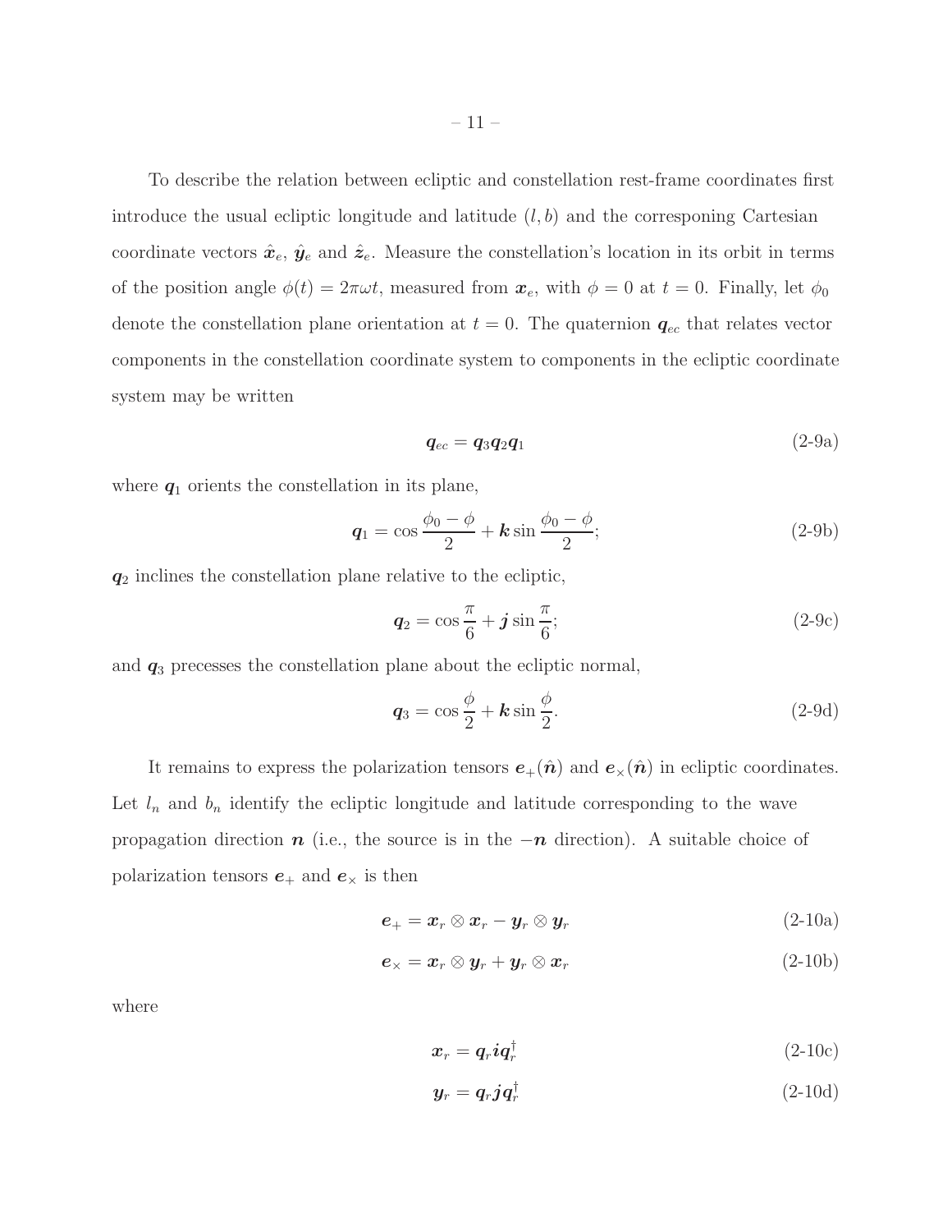To describe the relation between ecliptic and constellation rest-frame coordinates first introduce the usual ecliptic longitude and latitude $(l, b)$ and the corresponing Cartesian coordinate vectors $\hat{\boldsymbol{x}}_e$, $\hat{\boldsymbol{y}}_e$ and $\hat{\boldsymbol{z}}_e$. Measure the constellation's location in its orbit in terms of the position angle $\phi(t) = 2\pi\omega t$, measured from $\boldsymbol{x}_e$, with $\phi = 0$ at $t = 0$. Finally, let $\phi_0$ denote the constellation plane orientation at $t = 0$. The quaternion $\boldsymbol{q}_{ec}$ that relates vector components in the constellation coordinate system to components in the ecliptic coordinate system may be written

$$\boldsymbol{q}_{ec} = \boldsymbol{q}_3 \boldsymbol{q}_2 \boldsymbol{q}_1 \tag{2-9a}$$

where $\boldsymbol{q}_1$ orients the constellation in its plane,

$$\boldsymbol{q}_1 = \cos\frac{\phi_0 - \phi}{2} + \boldsymbol{k}\sin\frac{\phi_0 - \phi}{2}; \tag{2-9b}$$

$\boldsymbol{q}_2$ inclines the constellation plane relative to the ecliptic,

$$\boldsymbol{q}_2 = \cos\frac{\pi}{6} + \boldsymbol{j}\sin\frac{\pi}{6}; \tag{2-9c}$$

and $\boldsymbol{q}_3$ precesses the constellation plane about the ecliptic normal,

$$\boldsymbol{q}_3 = \cos\frac{\phi}{2} + \boldsymbol{k}\sin\frac{\phi}{2}. \tag{2-9d}$$

It remains to express the polarization tensors $\boldsymbol{e}_+(\hat{\boldsymbol{n}})$ and $\boldsymbol{e}_\times(\hat{\boldsymbol{n}})$ in ecliptic coordinates. Let $l_n$ and $b_n$ identify the ecliptic longitude and latitude corresponding to the wave propagation direction $\boldsymbol{n}$ (i.e., the source is in the $-\boldsymbol{n}$ direction). A suitable choice of polarization tensors $\boldsymbol{e}_+$ and $\boldsymbol{e}_\times$ is then

$$\boldsymbol{e}_+ = \boldsymbol{x}_r \otimes \boldsymbol{x}_r - \boldsymbol{y}_r \otimes \boldsymbol{y}_r \tag{2-10a}$$

$$\boldsymbol{e}_\times = \boldsymbol{x}_r \otimes \boldsymbol{y}_r + \boldsymbol{y}_r \otimes \boldsymbol{x}_r \tag{2-10b}$$

where

$$\boldsymbol{x}_r = \boldsymbol{q}_r \boldsymbol{i} \boldsymbol{q}_r^\dagger \tag{2-10c}$$

$$\boldsymbol{y}_r = \boldsymbol{q}_r \boldsymbol{j} \boldsymbol{q}_r^\dagger \tag{2-10d}$$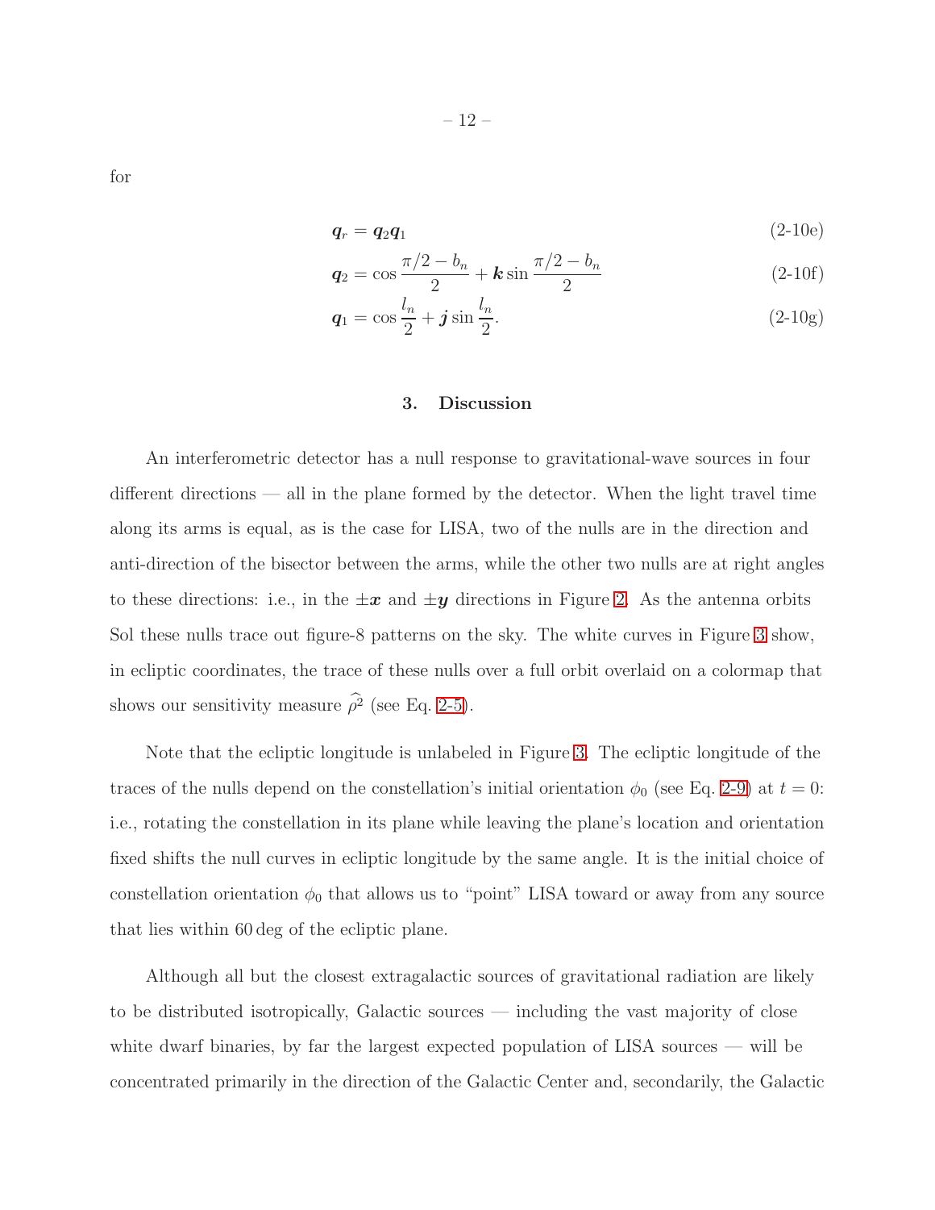for

$$\boldsymbol{q}_r = \boldsymbol{q}_2\boldsymbol{q}_1 \tag{2-10e}$$

$$\boldsymbol{q}_2 = \cos\frac{\pi/2 - b_n}{2} + \boldsymbol{k}\sin\frac{\pi/2 - b_n}{2} \tag{2-10f}$$

$$\boldsymbol{q}_1 = \cos\frac{l_n}{2} + \boldsymbol{j}\sin\frac{l_n}{2}. \tag{2-10g}$$

## 3. Discussion

An interferometric detector has a null response to gravitational-wave sources in four different directions — all in the plane formed by the detector. When the light travel time along its arms is equal, as is the case for LISA, two of the nulls are in the direction and anti-direction of the bisector between the arms, while the other two nulls are at right angles to these directions: i.e., in the $\pm\boldsymbol{x}$ and $\pm\boldsymbol{y}$ directions in Figure 2. As the antenna orbits Sol these nulls trace out figure-8 patterns on the sky. The white curves in Figure 3 show, in ecliptic coordinates, the trace of these nulls over a full orbit overlaid on a colormap that shows our sensitivity measure $\widehat{\rho^2}$ (see Eq. 2-5).

Note that the ecliptic longitude is unlabeled in Figure 3. The ecliptic longitude of the traces of the nulls depend on the constellation's initial orientation $\phi_0$ (see Eq. 2-9) at $t = 0$: i.e., rotating the constellation in its plane while leaving the plane's location and orientation fixed shifts the null curves in ecliptic longitude by the same angle. It is the initial choice of constellation orientation $\phi_0$ that allows us to "point" LISA toward or away from any source that lies within 60 deg of the ecliptic plane.

Although all but the closest extragalactic sources of gravitational radiation are likely to be distributed isotropically, Galactic sources — including the vast majority of close white dwarf binaries, by far the largest expected population of LISA sources — will be concentrated primarily in the direction of the Galactic Center and, secondarily, the Galactic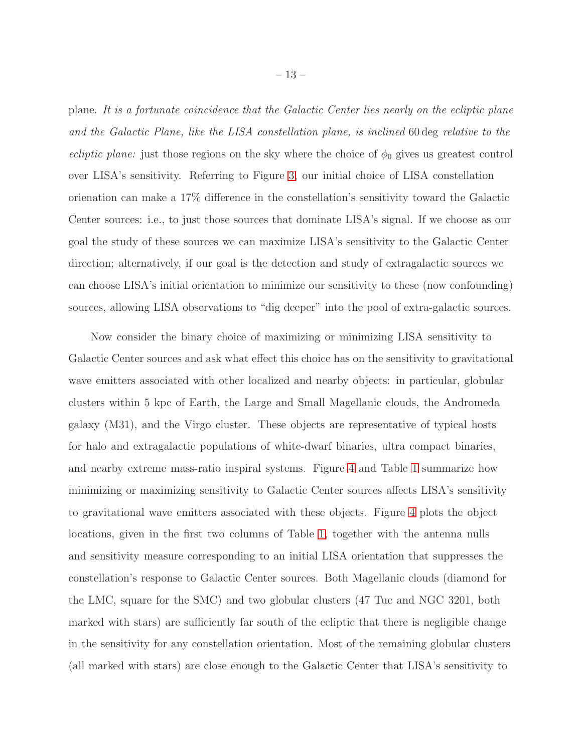plane. *It is a fortunate coincidence that the Galactic Center lies nearly on the ecliptic plane and the Galactic Plane, like the LISA constellation plane, is inclined* 60 deg *relative to the ecliptic plane:* just those regions on the sky where the choice of $\phi_0$ gives us greatest control over LISA's sensitivity. Referring to Figure 3, our initial choice of LISA constellation orienation can make a 17% difference in the constellation's sensitivity toward the Galactic Center sources: i.e., to just those sources that dominate LISA's signal. If we choose as our goal the study of these sources we can maximize LISA's sensitivity to the Galactic Center direction; alternatively, if our goal is the detection and study of extragalactic sources we can choose LISA's initial orientation to minimize our sensitivity to these (now confounding) sources, allowing LISA observations to "dig deeper" into the pool of extra-galactic sources.

Now consider the binary choice of maximizing or minimizing LISA sensitivity to Galactic Center sources and ask what effect this choice has on the sensitivity to gravitational wave emitters associated with other localized and nearby objects: in particular, globular clusters within 5 kpc of Earth, the Large and Small Magellanic clouds, the Andromeda galaxy (M31), and the Virgo cluster. These objects are representative of typical hosts for halo and extragalactic populations of white-dwarf binaries, ultra compact binaries, and nearby extreme mass-ratio inspiral systems. Figure 4 and Table 1 summarize how minimizing or maximizing sensitivity to Galactic Center sources affects LISA's sensitivity to gravitational wave emitters associated with these objects. Figure 4 plots the object locations, given in the first two columns of Table 1, together with the antenna nulls and sensitivity measure corresponding to an initial LISA orientation that suppresses the constellation's response to Galactic Center sources. Both Magellanic clouds (diamond for the LMC, square for the SMC) and two globular clusters (47 Tuc and NGC 3201, both marked with stars) are sufficiently far south of the ecliptic that there is negligible change in the sensitivity for any constellation orientation. Most of the remaining globular clusters (all marked with stars) are close enough to the Galactic Center that LISA's sensitivity to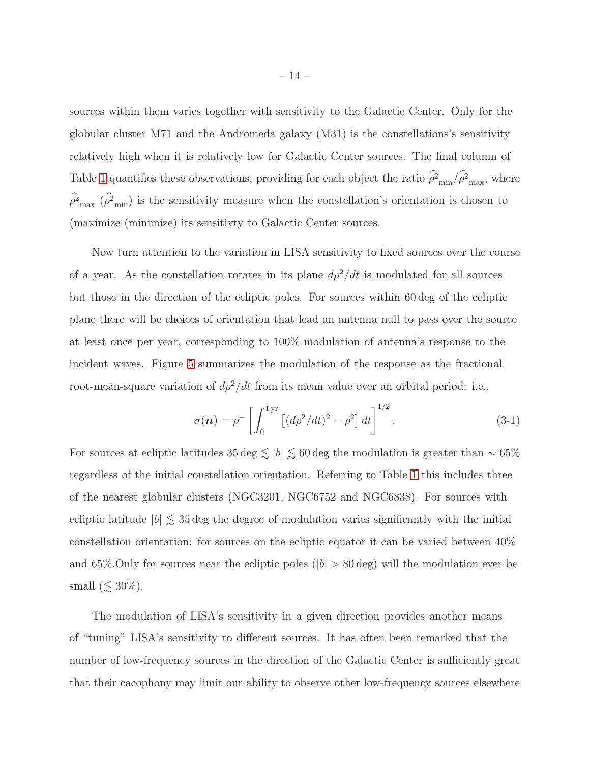sources within them varies together with sensitivity to the Galactic Center. Only for the globular cluster M71 and the Andromeda galaxy (M31) is the constellations's sensitivity relatively high when it is relatively low for Galactic Center sources. The final column of Table 1 quantifies these observations, providing for each object the ratio $\widehat{\rho^2}_{\rm min}/\widehat{\rho^2}_{\rm max}$, where $\widehat{\rho^2}_{\rm max}$ ($\widehat{\rho^2}_{\rm min}$) is the sensitivity measure when the constellation's orientation is chosen to (maximize (minimize) its sensitivty to Galactic Center sources.

Now turn attention to the variation in LISA sensitivity to fixed sources over the course of a year. As the constellation rotates in its plane $d\rho^2/dt$ is modulated for all sources but those in the direction of the ecliptic poles. For sources within 60 deg of the ecliptic plane there will be choices of orientation that lead an antenna null to pass over the source at least once per year, corresponding to 100% modulation of antenna's response to the incident waves. Figure 5 summarizes the modulation of the response as the fractional root-mean-square variation of $d\rho^2/dt$ from its mean value over an orbital period: i.e.,

$$\sigma(\boldsymbol{n}) = \rho^{-}\left[\int_0^{1\,\rm yr}\left[(d\rho^2/dt)^2 - \rho^2\right]dt\right]^{1/2}. \tag{3-1}$$

For sources at ecliptic latitudes $35\,\text{deg} \lesssim |b| \lesssim 60\,\text{deg}$ the modulation is greater than $\sim 65\%$ regardless of the initial constellation orientation. Referring to Table 1 this includes three of the nearest globular clusters (NGC3201, NGC6752 and NGC6838). For sources with ecliptic latitude $|b| \lesssim 35\,\text{deg}$ the degree of modulation varies significantly with the initial constellation orientation: for sources on the ecliptic equator it can be varied between 40% and 65%.Only for sources near the ecliptic poles ($|b| > 80\,\text{deg}$) will the modulation ever be small ($\lesssim 30\%$).

The modulation of LISA's sensitivity in a given direction provides another means of "tuning" LISA's sensitivity to different sources. It has often been remarked that the number of low-frequency sources in the direction of the Galactic Center is sufficiently great that their cacophony may limit our ability to observe other low-frequency sources elsewhere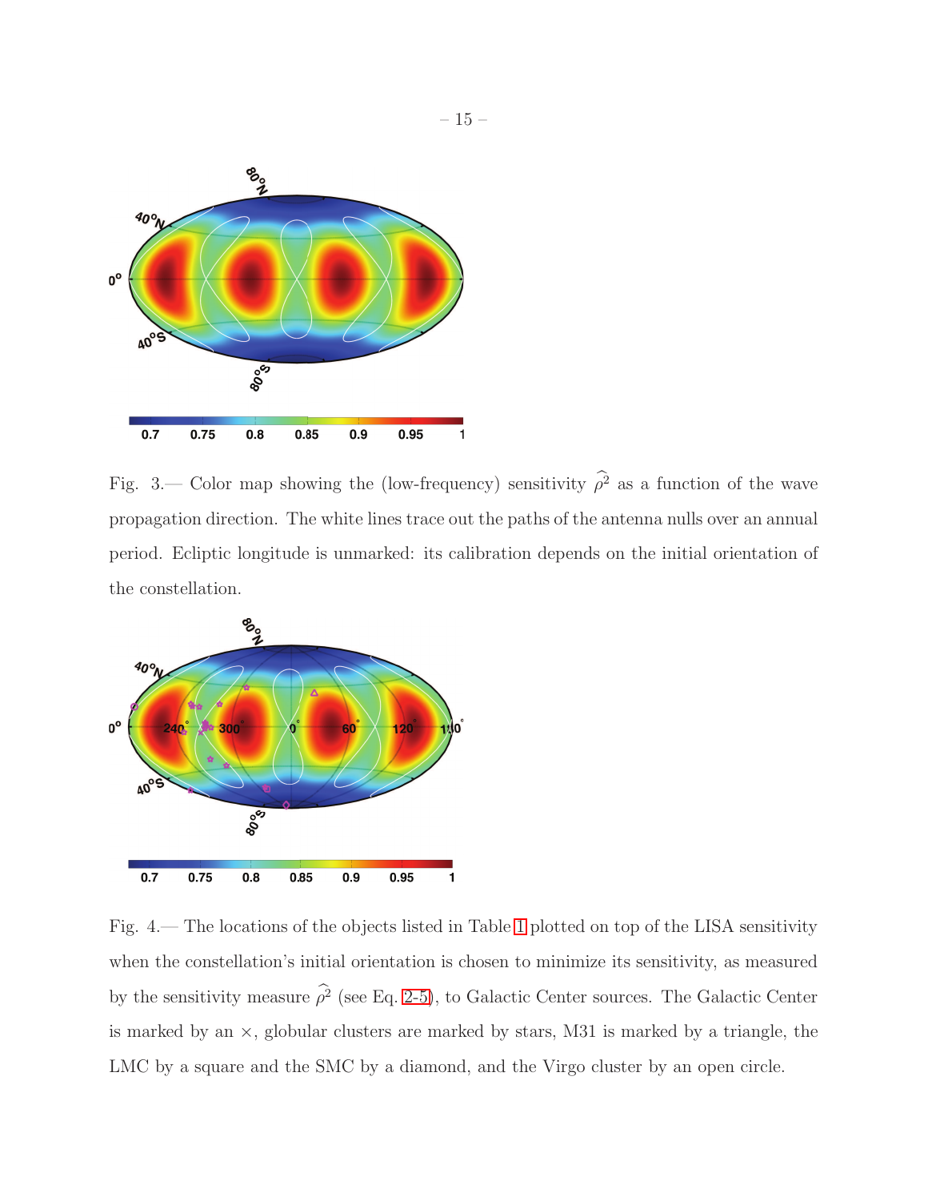Fig. 3.— Color map showing the (low-frequency) sensitivity $\widehat{\rho^2}$ as a function of the wave propagation direction. The white lines trace out the paths of the antenna nulls over an annual period. Ecliptic longitude is unmarked: its calibration depends on the initial orientation of the constellation.

Fig. 4.— The locations of the objects listed in Table 1 plotted on top of the LISA sensitivity when the constellation's initial orientation is chosen to minimize its sensitivity, as measured by the sensitivity measure $\widehat{\rho^2}$ (see Eq. 2-5), to Galactic Center sources. The Galactic Center is marked by an $\times$, globular clusters are marked by stars, M31 is marked by a triangle, the LMC by a square and the SMC by a diamond, and the Virgo cluster by an open circle.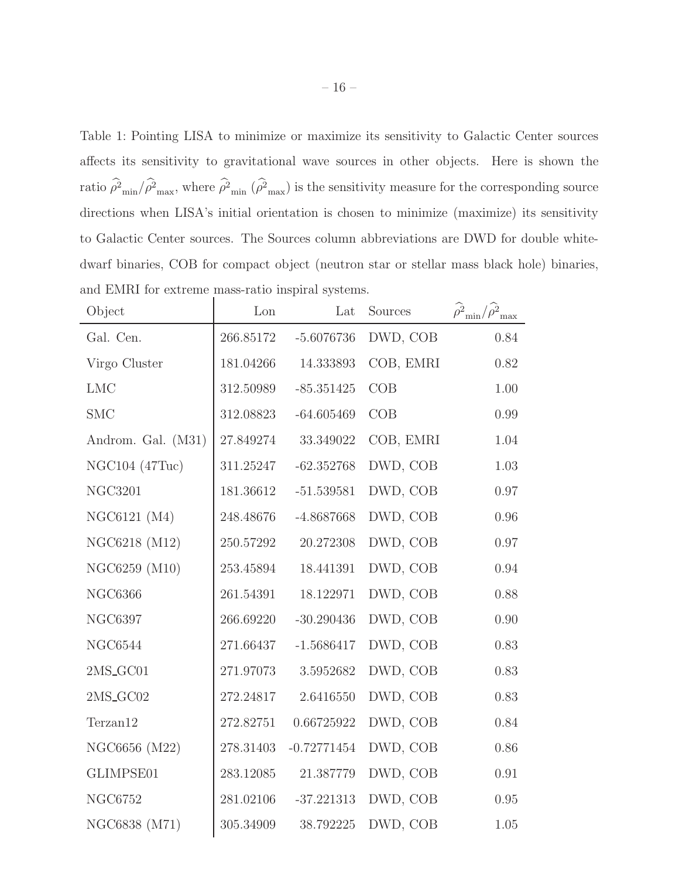Table 1: Pointing LISA to minimize or maximize its sensitivity to Galactic Center sources affects its sensitivity to gravitational wave sources in other objects. Here is shown the ratio $\widehat{\rho^2}_{\rm min}/\widehat{\rho^2}_{\rm max}$, where $\widehat{\rho^2}_{\rm min}$ ($\widehat{\rho^2}_{\rm max}$) is the sensitivity measure for the corresponding source directions when LISA's initial orientation is chosen to minimize (maximize) its sensitivity to Galactic Center sources. The Sources column abbreviations are DWD for double white-dwarf binaries, COB for compact object (neutron star or stellar mass black hole) binaries, and EMRI for extreme mass-ratio inspiral systems.

| Object | Lon | Lat | Sources | $\widehat{\rho^2}_{\rm min}/\widehat{\rho^2}_{\rm max}$ |
|---|---|---|---|---|
| Gal. Cen. | 266.85172 | -5.6076736 | DWD, COB | 0.84 |
| Virgo Cluster | 181.04266 | 14.333893 | COB, EMRI | 0.82 |
| LMC | 312.50989 | -85.351425 | COB | 1.00 |
| SMC | 312.08823 | -64.605469 | COB | 0.99 |
| Androm. Gal. (M31) | 27.849274 | 33.349022 | COB, EMRI | 1.04 |
| NGC104 (47Tuc) | 311.25247 | -62.352768 | DWD, COB | 1.03 |
| NGC3201 | 181.36612 | -51.539581 | DWD, COB | 0.97 |
| NGC6121 (M4) | 248.48676 | -4.8687668 | DWD, COB | 0.96 |
| NGC6218 (M12) | 250.57292 | 20.272308 | DWD, COB | 0.97 |
| NGC6259 (M10) | 253.45894 | 18.441391 | DWD, COB | 0.94 |
| NGC6366 | 261.54391 | 18.122971 | DWD, COB | 0.88 |
| NGC6397 | 266.69220 | -30.290436 | DWD, COB | 0.90 |
| NGC6544 | 271.66437 | -1.5686417 | DWD, COB | 0.83 |
| 2MS_GC01 | 271.97073 | 3.5952682 | DWD, COB | 0.83 |
| 2MS_GC02 | 272.24817 | 2.6416550 | DWD, COB | 0.83 |
| Terzan12 | 272.82751 | 0.66725922 | DWD, COB | 0.84 |
| NGC6656 (M22) | 278.31403 | -0.72771454 | DWD, COB | 0.86 |
| GLIMPSE01 | 283.12085 | 21.387779 | DWD, COB | 0.91 |
| NGC6752 | 281.02106 | -37.221313 | DWD, COB | 0.95 |
| NGC6838 (M71) | 305.34909 | 38.792225 | DWD, COB | 1.05 |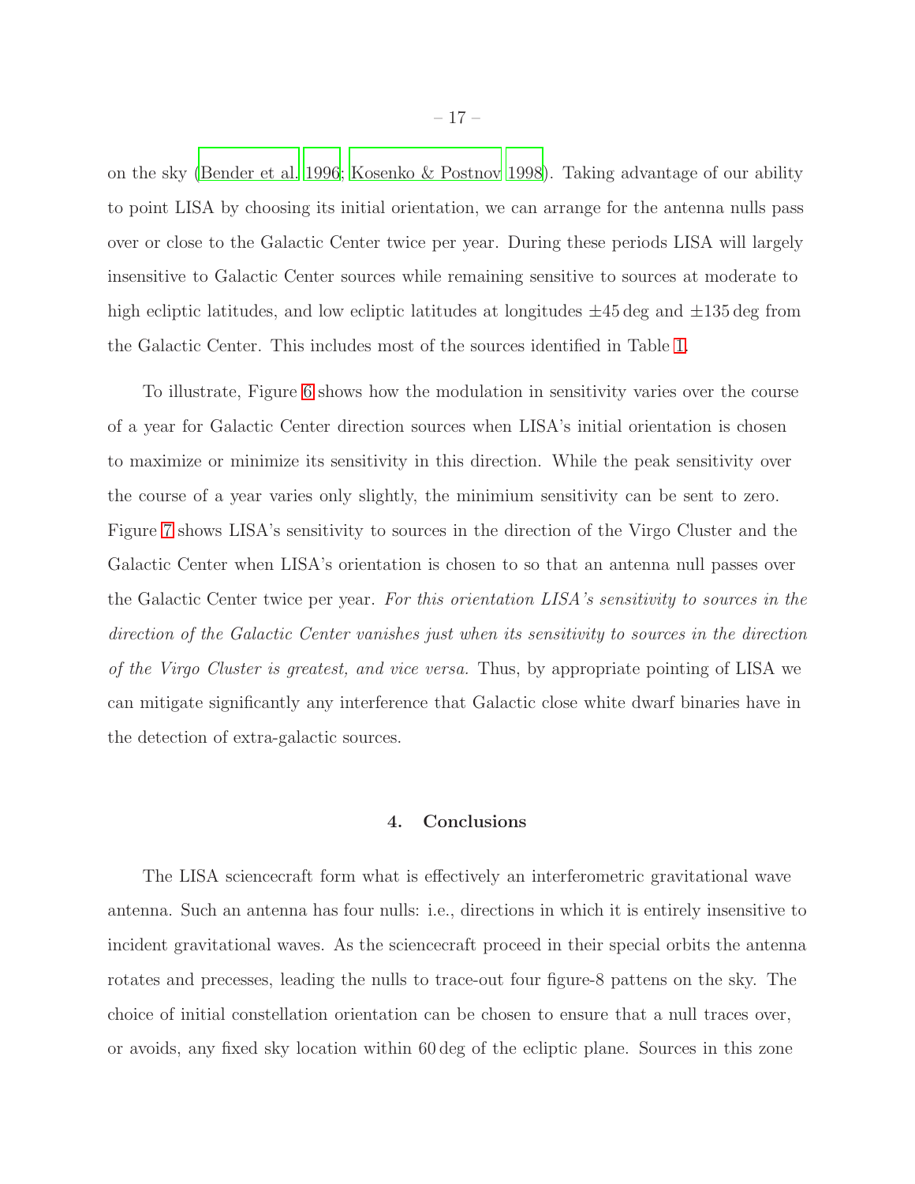on the sky (Bender et al. 1996; Kosenko & Postnov 1998). Taking advantage of our ability to point LISA by choosing its initial orientation, we can arrange for the antenna nulls pass over or close to the Galactic Center twice per year. During these periods LISA will largely insensitive to Galactic Center sources while remaining sensitive to sources at moderate to high ecliptic latitudes, and low ecliptic latitudes at longitudes $\pm 45\,\mathrm{deg}$ and $\pm 135\,\mathrm{deg}$ from the Galactic Center. This includes most of the sources identified in Table 1.

To illustrate, Figure 6 shows how the modulation in sensitivity varies over the course of a year for Galactic Center direction sources when LISA's initial orientation is chosen to maximize or minimize its sensitivity in this direction. While the peak sensitivity over the course of a year varies only slightly, the minimium sensitivity can be sent to zero. Figure 7 shows LISA's sensitivity to sources in the direction of the Virgo Cluster and the Galactic Center when LISA's orientation is chosen to so that an antenna null passes over the Galactic Center twice per year. *For this orientation LISA's sensitivity to sources in the direction of the Galactic Center vanishes just when its sensitivity to sources in the direction of the Virgo Cluster is greatest, and vice versa.* Thus, by appropriate pointing of LISA we can mitigate significantly any interference that Galactic close white dwarf binaries have in the detection of extra-galactic sources.

## 4. Conclusions

The LISA sciencecraft form what is effectively an interferometric gravitational wave antenna. Such an antenna has four nulls: i.e., directions in which it is entirely insensitive to incident gravitational waves. As the sciencecraft proceed in their special orbits the antenna rotates and precesses, leading the nulls to trace-out four figure-8 pattens on the sky. The choice of initial constellation orientation can be chosen to ensure that a null traces over, or avoids, any fixed sky location within $60\,\mathrm{deg}$ of the ecliptic plane. Sources in this zone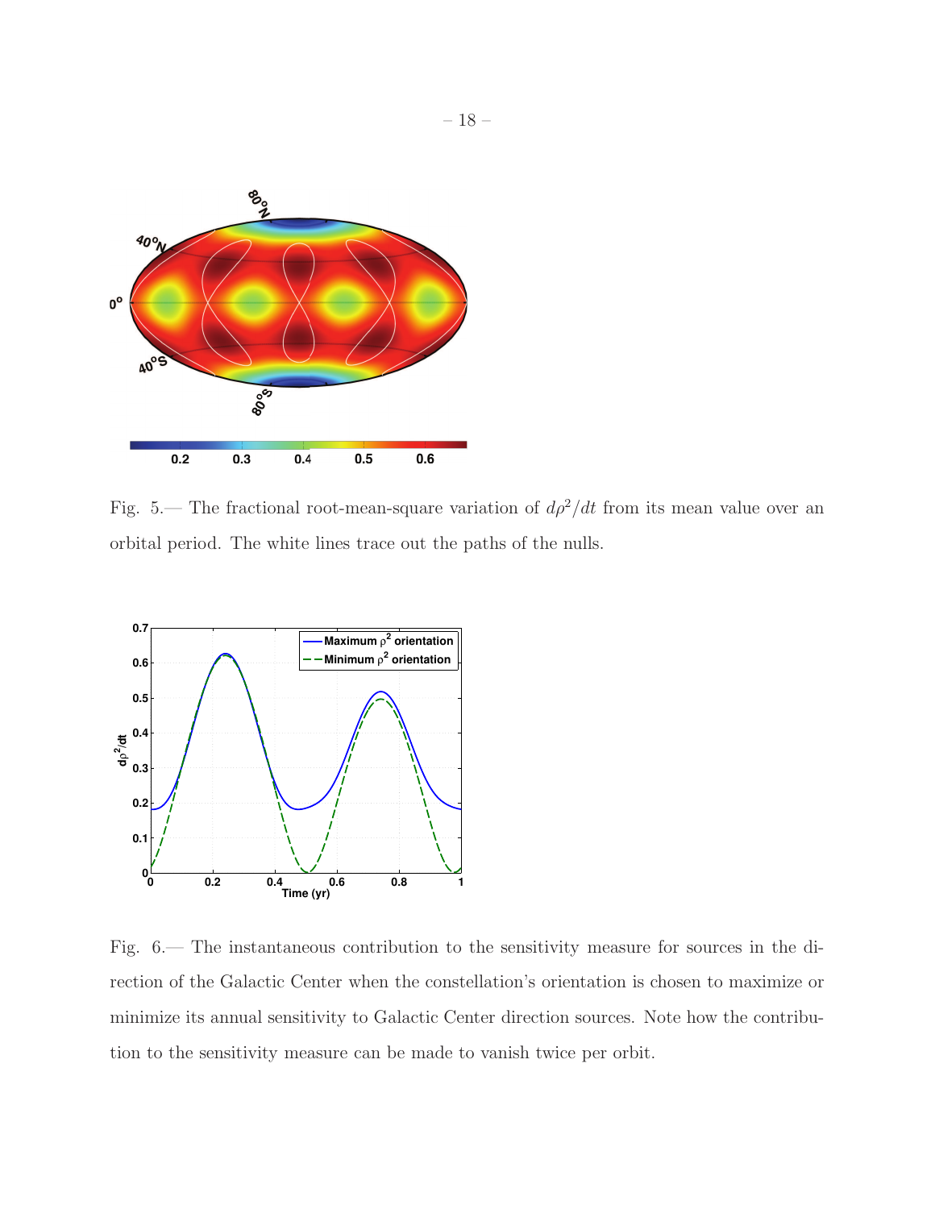Fig. 5.— The fractional root-mean-square variation of $d\rho^2/dt$ from its mean value over an orbital period. The white lines trace out the paths of the nulls.

Fig. 6.— The instantaneous contribution to the sensitivity measure for sources in the direction of the Galactic Center when the constellation's orientation is chosen to maximize or minimize its annual sensitivity to Galactic Center direction sources. Note how the contribution to the sensitivity measure can be made to vanish twice per orbit.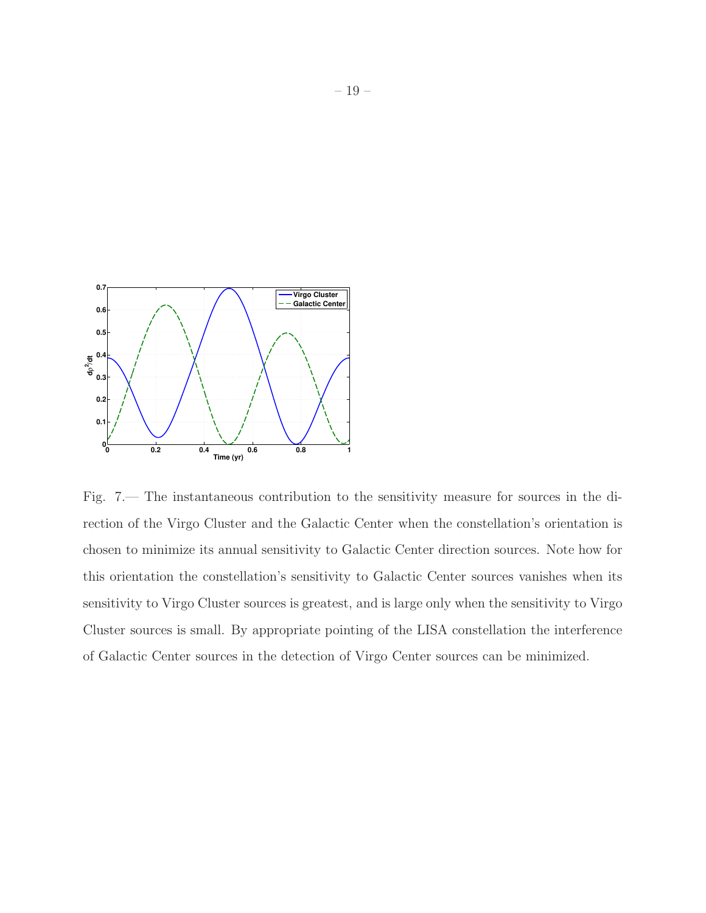Fig. 7.— The instantaneous contribution to the sensitivity measure for sources in the direction of the Virgo Cluster and the Galactic Center when the constellation's orientation is chosen to minimize its annual sensitivity to Galactic Center direction sources. Note how for this orientation the constellation's sensitivity to Galactic Center sources vanishes when its sensitivity to Virgo Cluster sources is greatest, and is large only when the sensitivity to Virgo Cluster sources is small. By appropriate pointing of the LISA constellation the interference of Galactic Center sources in the detection of Virgo Center sources can be minimized.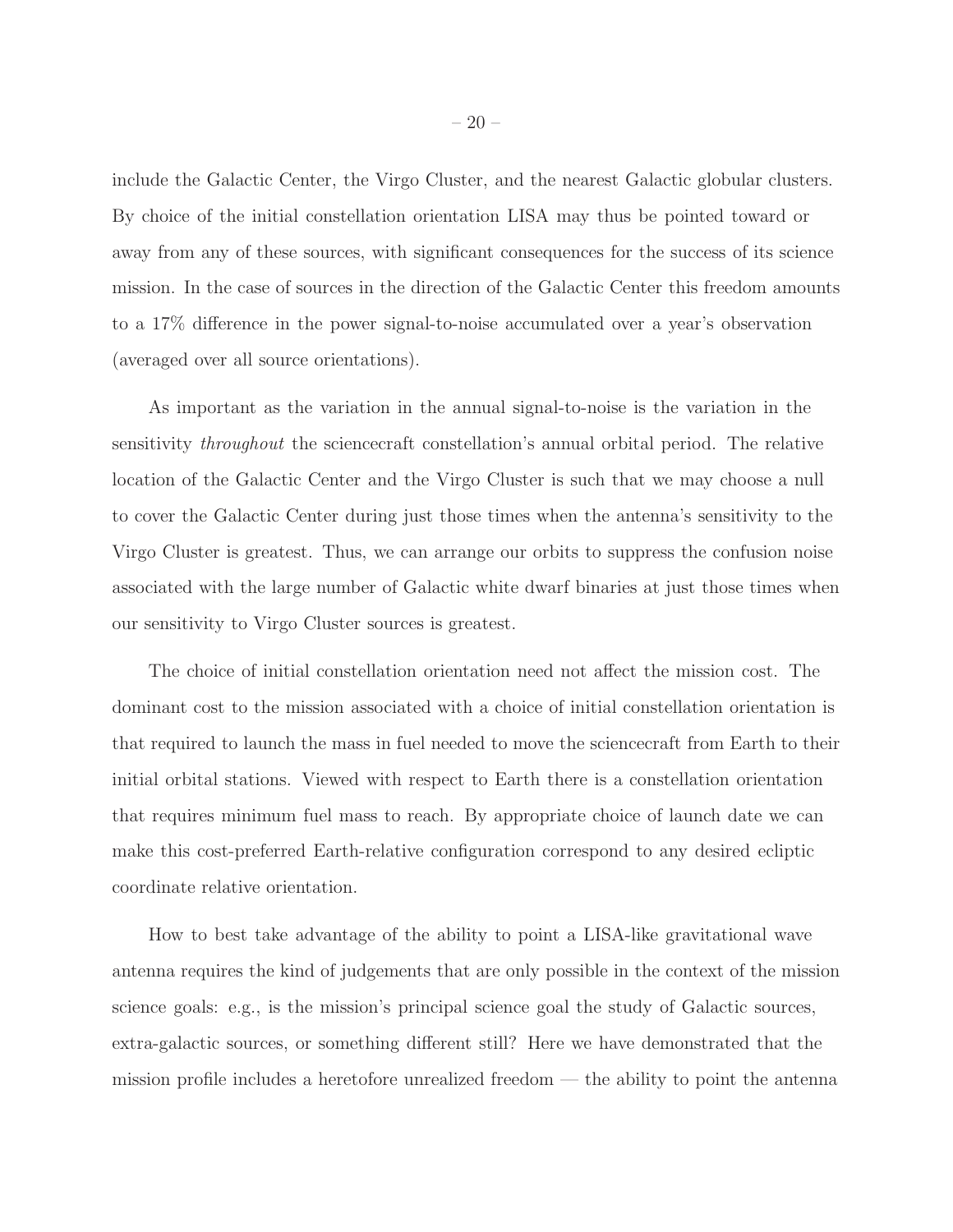include the Galactic Center, the Virgo Cluster, and the nearest Galactic globular clusters. By choice of the initial constellation orientation LISA may thus be pointed toward or away from any of these sources, with significant consequences for the success of its science mission. In the case of sources in the direction of the Galactic Center this freedom amounts to a 17% difference in the power signal-to-noise accumulated over a year's observation (averaged over all source orientations).

As important as the variation in the annual signal-to-noise is the variation in the sensitivity *throughout* the sciencecraft constellation's annual orbital period. The relative location of the Galactic Center and the Virgo Cluster is such that we may choose a null to cover the Galactic Center during just those times when the antenna's sensitivity to the Virgo Cluster is greatest. Thus, we can arrange our orbits to suppress the confusion noise associated with the large number of Galactic white dwarf binaries at just those times when our sensitivity to Virgo Cluster sources is greatest.

The choice of initial constellation orientation need not affect the mission cost. The dominant cost to the mission associated with a choice of initial constellation orientation is that required to launch the mass in fuel needed to move the sciencecraft from Earth to their initial orbital stations. Viewed with respect to Earth there is a constellation orientation that requires minimum fuel mass to reach. By appropriate choice of launch date we can make this cost-preferred Earth-relative configuration correspond to any desired ecliptic coordinate relative orientation.

How to best take advantage of the ability to point a LISA-like gravitational wave antenna requires the kind of judgements that are only possible in the context of the mission science goals: e.g., is the mission's principal science goal the study of Galactic sources, extra-galactic sources, or something different still? Here we have demonstrated that the mission profile includes a heretofore unrealized freedom — the ability to point the antenna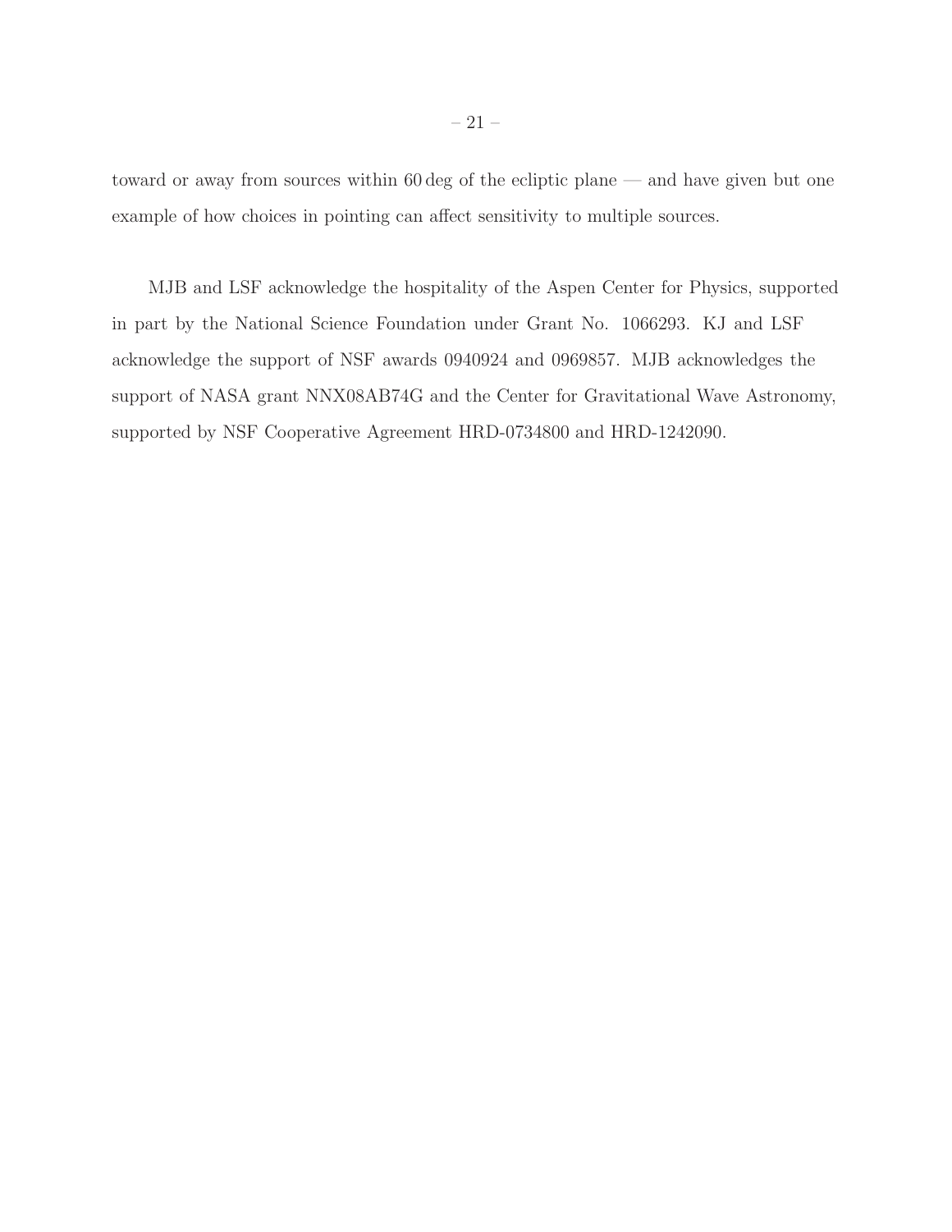toward or away from sources within 60 deg of the ecliptic plane — and have given but one example of how choices in pointing can affect sensitivity to multiple sources.

MJB and LSF acknowledge the hospitality of the Aspen Center for Physics, supported in part by the National Science Foundation under Grant No. 1066293. KJ and LSF acknowledge the support of NSF awards 0940924 and 0969857. MJB acknowledges the support of NASA grant NNX08AB74G and the Center for Gravitational Wave Astronomy, supported by NSF Cooperative Agreement HRD-0734800 and HRD-1242090.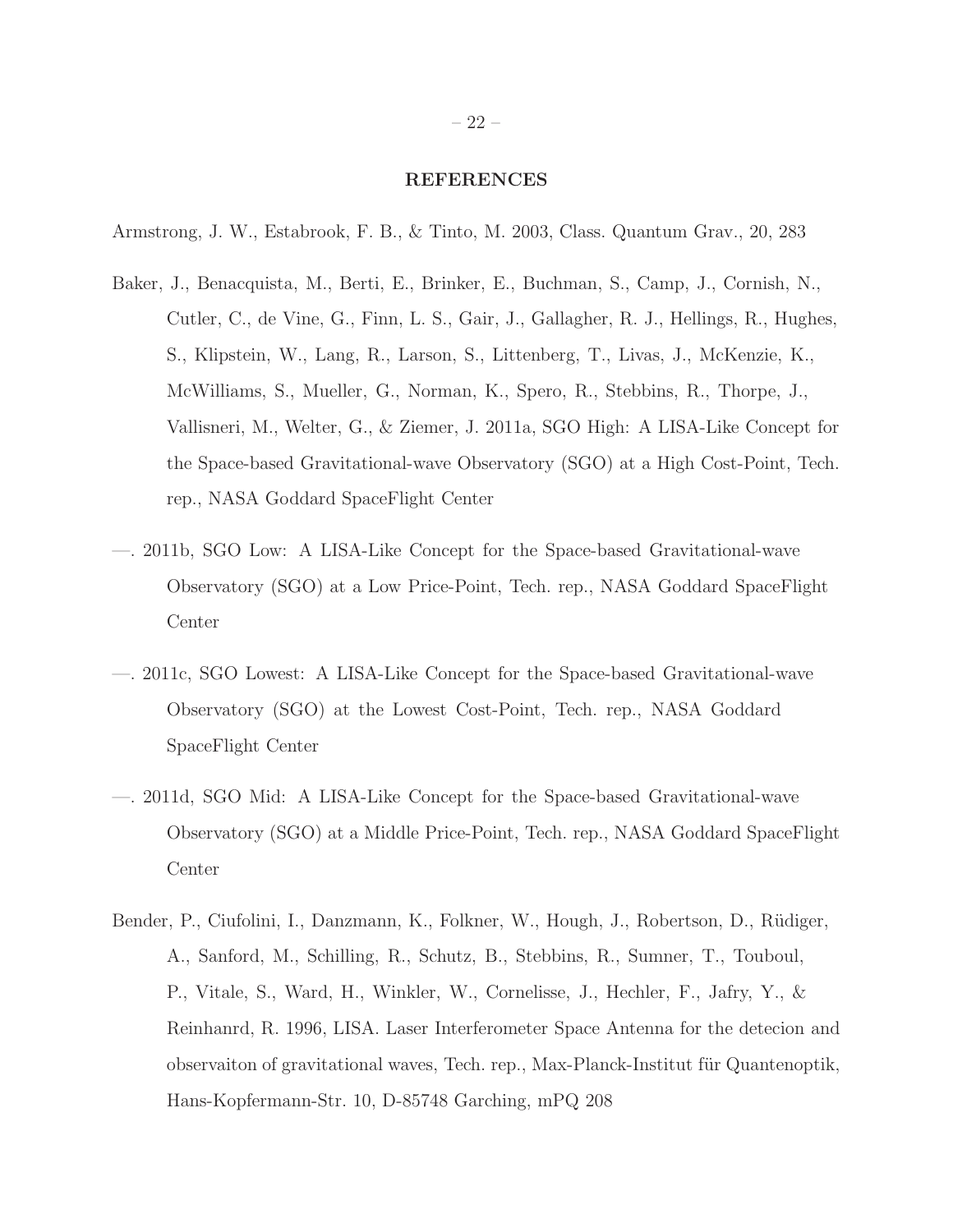## REFERENCES

Armstrong, J. W., Estabrook, F. B., & Tinto, M. 2003, Class. Quantum Grav., 20, 283

Baker, J., Benacquista, M., Berti, E., Brinker, E., Buchman, S., Camp, J., Cornish, N., Cutler, C., de Vine, G., Finn, L. S., Gair, J., Gallagher, R. J., Hellings, R., Hughes, S., Klipstein, W., Lang, R., Larson, S., Littenberg, T., Livas, J., McKenzie, K., McWilliams, S., Mueller, G., Norman, K., Spero, R., Stebbins, R., Thorpe, J., Vallisneri, M., Welter, G., & Ziemer, J. 2011a, SGO High: A LISA-Like Concept for the Space-based Gravitational-wave Observatory (SGO) at a High Cost-Point, Tech. rep., NASA Goddard SpaceFlight Center

—. 2011b, SGO Low: A LISA-Like Concept for the Space-based Gravitational-wave Observatory (SGO) at a Low Price-Point, Tech. rep., NASA Goddard SpaceFlight Center

—. 2011c, SGO Lowest: A LISA-Like Concept for the Space-based Gravitational-wave Observatory (SGO) at the Lowest Cost-Point, Tech. rep., NASA Goddard SpaceFlight Center

—. 2011d, SGO Mid: A LISA-Like Concept for the Space-based Gravitational-wave Observatory (SGO) at a Middle Price-Point, Tech. rep., NASA Goddard SpaceFlight Center

Bender, P., Ciufolini, I., Danzmann, K., Folkner, W., Hough, J., Robertson, D., Rüdiger, A., Sanford, M., Schilling, R., Schutz, B., Stebbins, R., Sumner, T., Touboul, P., Vitale, S., Ward, H., Winkler, W., Cornelisse, J., Hechler, F., Jafry, Y., & Reinhanrd, R. 1996, LISA. Laser Interferometer Space Antenna for the detecion and observaiton of gravitational waves, Tech. rep., Max-Planck-Institut für Quantenoptik, Hans-Kopfermann-Str. 10, D-85748 Garching, mPQ 208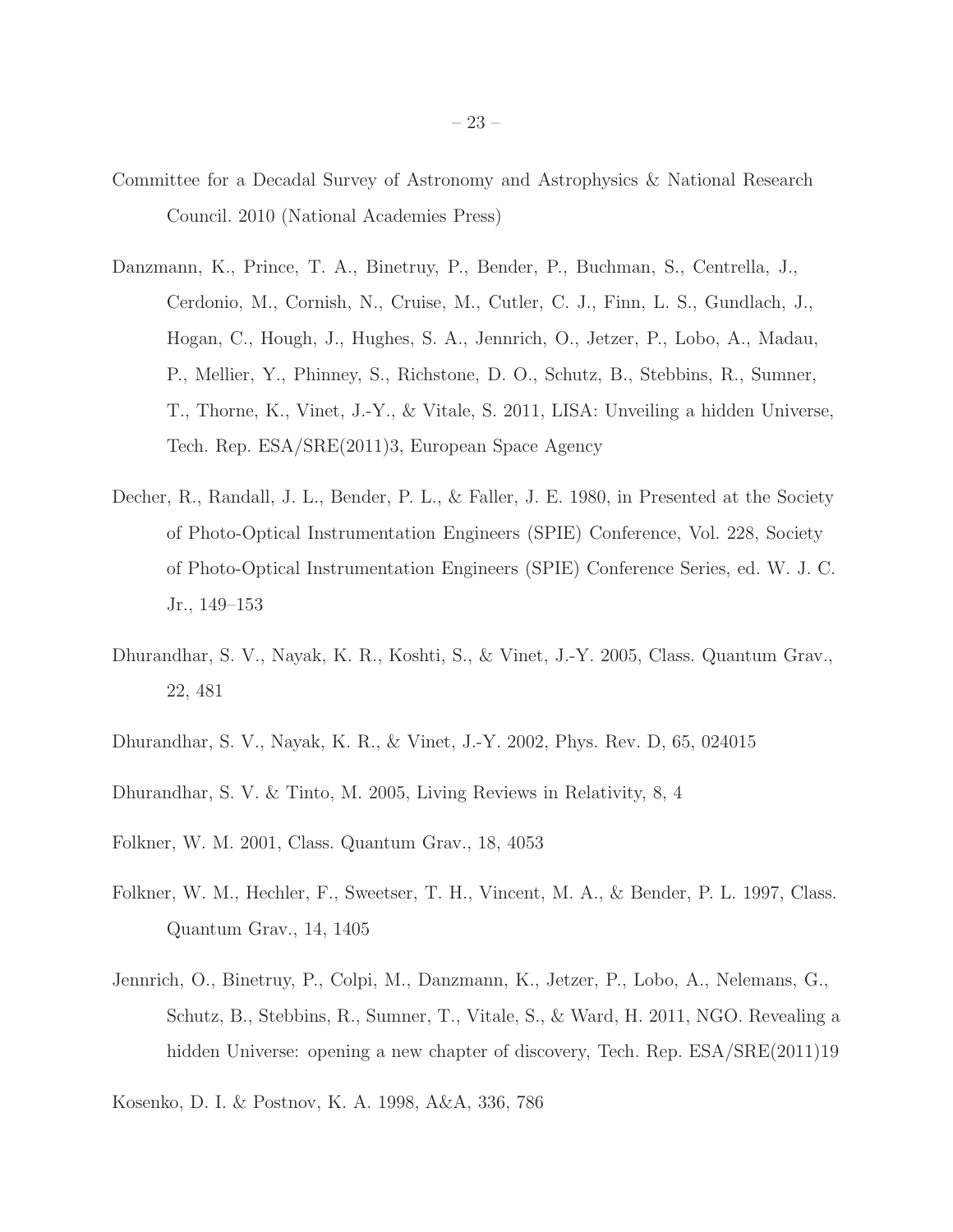Committee for a Decadal Survey of Astronomy and Astrophysics & National Research Council. 2010 (National Academies Press)

Danzmann, K., Prince, T. A., Binetruy, P., Bender, P., Buchman, S., Centrella, J., Cerdonio, M., Cornish, N., Cruise, M., Cutler, C. J., Finn, L. S., Gundlach, J., Hogan, C., Hough, J., Hughes, S. A., Jennrich, O., Jetzer, P., Lobo, A., Madau, P., Mellier, Y., Phinney, S., Richstone, D. O., Schutz, B., Stebbins, R., Sumner, T., Thorne, K., Vinet, J.-Y., & Vitale, S. 2011, LISA: Unveiling a hidden Universe, Tech. Rep. ESA/SRE(2011)3, European Space Agency

Decher, R., Randall, J. L., Bender, P. L., & Faller, J. E. 1980, in Presented at the Society of Photo-Optical Instrumentation Engineers (SPIE) Conference, Vol. 228, Society of Photo-Optical Instrumentation Engineers (SPIE) Conference Series, ed. W. J. C. Jr., 149–153

Dhurandhar, S. V., Nayak, K. R., Koshti, S., & Vinet, J.-Y. 2005, Class. Quantum Grav., 22, 481

Dhurandhar, S. V., Nayak, K. R., & Vinet, J.-Y. 2002, Phys. Rev. D, 65, 024015

Dhurandhar, S. V. & Tinto, M. 2005, Living Reviews in Relativity, 8, 4

Folkner, W. M. 2001, Class. Quantum Grav., 18, 4053

Folkner, W. M., Hechler, F., Sweetser, T. H., Vincent, M. A., & Bender, P. L. 1997, Class. Quantum Grav., 14, 1405

Jennrich, O., Binetruy, P., Colpi, M., Danzmann, K., Jetzer, P., Lobo, A., Nelemans, G., Schutz, B., Stebbins, R., Sumner, T., Vitale, S., & Ward, H. 2011, NGO. Revealing a hidden Universe: opening a new chapter of discovery, Tech. Rep. ESA/SRE(2011)19

Kosenko, D. I. & Postnov, K. A. 1998, A&A, 336, 786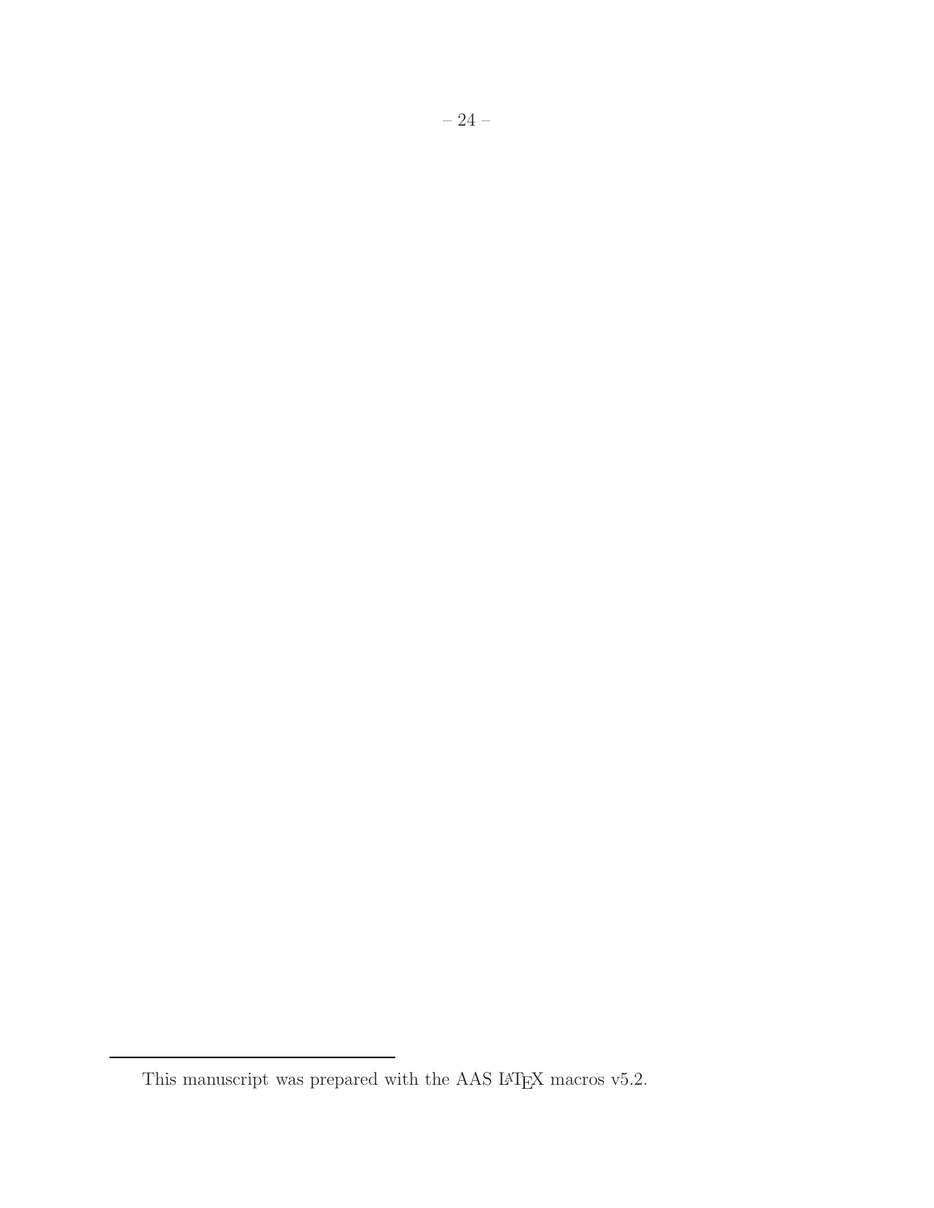This manuscript was prepared with the AAS LaTeX macros v5.2.